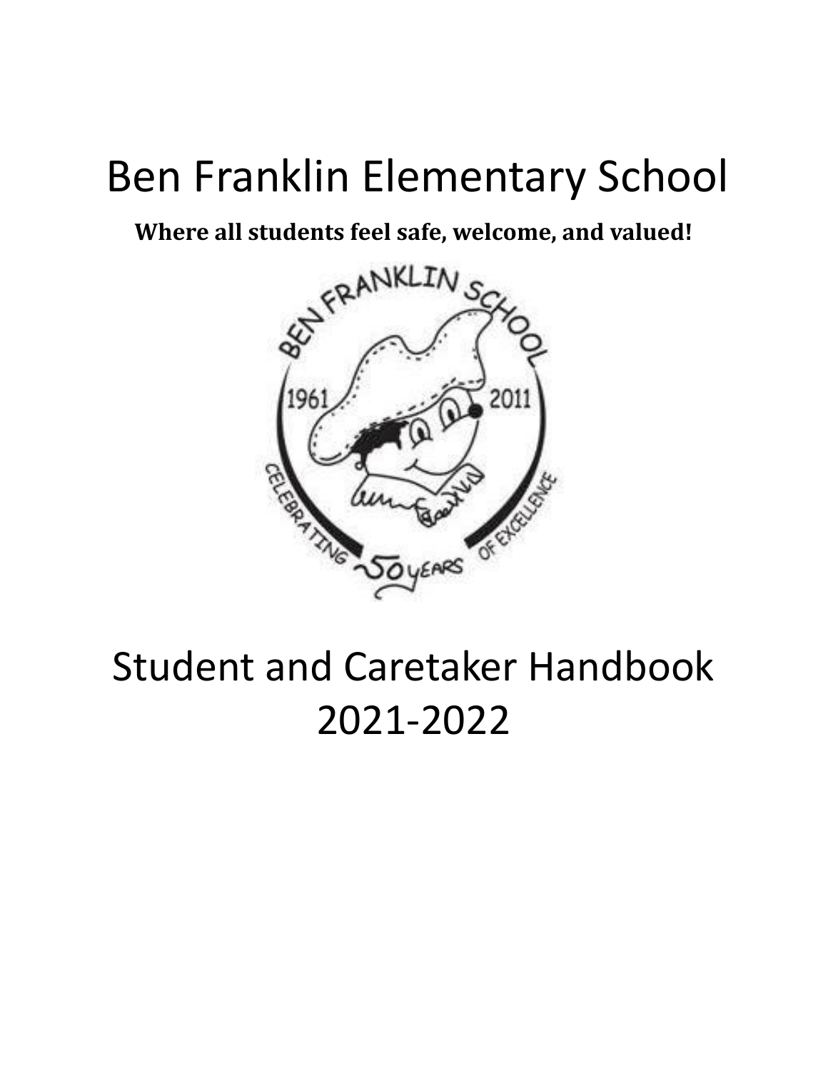# Ben Franklin Elementary School

**Where all students feel safe, welcome, and valued!**

# Student and Caretaker Handbook 2021-2022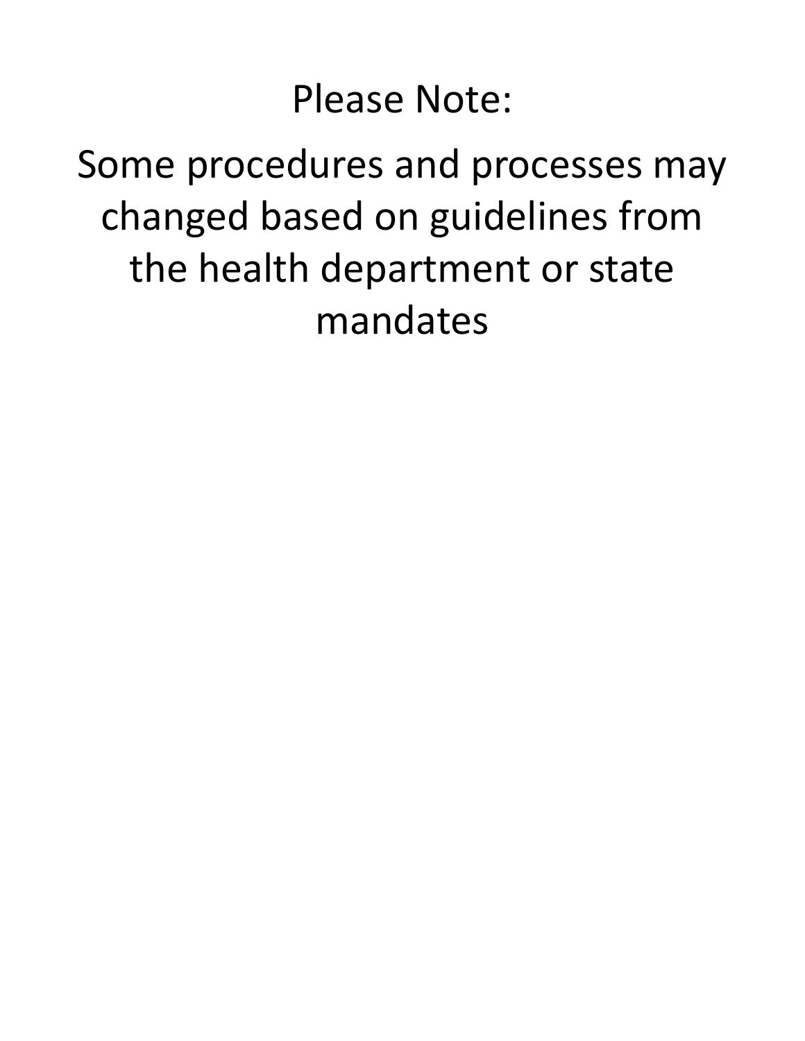Please Note:

Some procedures and processes may changed based on guidelines from the health department or state mandates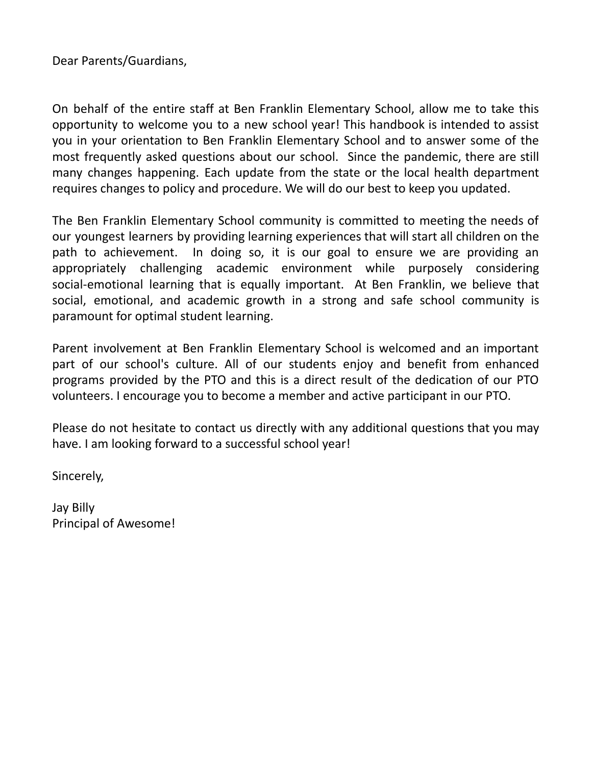Dear Parents/Guardians,

On behalf of the entire staff at Ben Franklin Elementary School, allow me to take this opportunity to welcome you to a new school year! This handbook is intended to assist you in your orientation to Ben Franklin Elementary School and to answer some of the most frequently asked questions about our school. Since the pandemic, there are still many changes happening. Each update from the state or the local health department requires changes to policy and procedure. We will do our best to keep you updated.

The Ben Franklin Elementary School community is committed to meeting the needs of our youngest learners by providing learning experiences that will start all children on the path to achievement. In doing so, it is our goal to ensure we are providing an appropriately challenging academic environment while purposely considering social-emotional learning that is equally important. At Ben Franklin, we believe that social, emotional, and academic growth in a strong and safe school community is paramount for optimal student learning.

Parent involvement at Ben Franklin Elementary School is welcomed and an important part of our school's culture. All of our students enjoy and benefit from enhanced programs provided by the PTO and this is a direct result of the dedication of our PTO volunteers. I encourage you to become a member and active participant in our PTO.

Please do not hesitate to contact us directly with any additional questions that you may have. I am looking forward to a successful school year!

Sincerely,

Jay Billy
Principal of Awesome!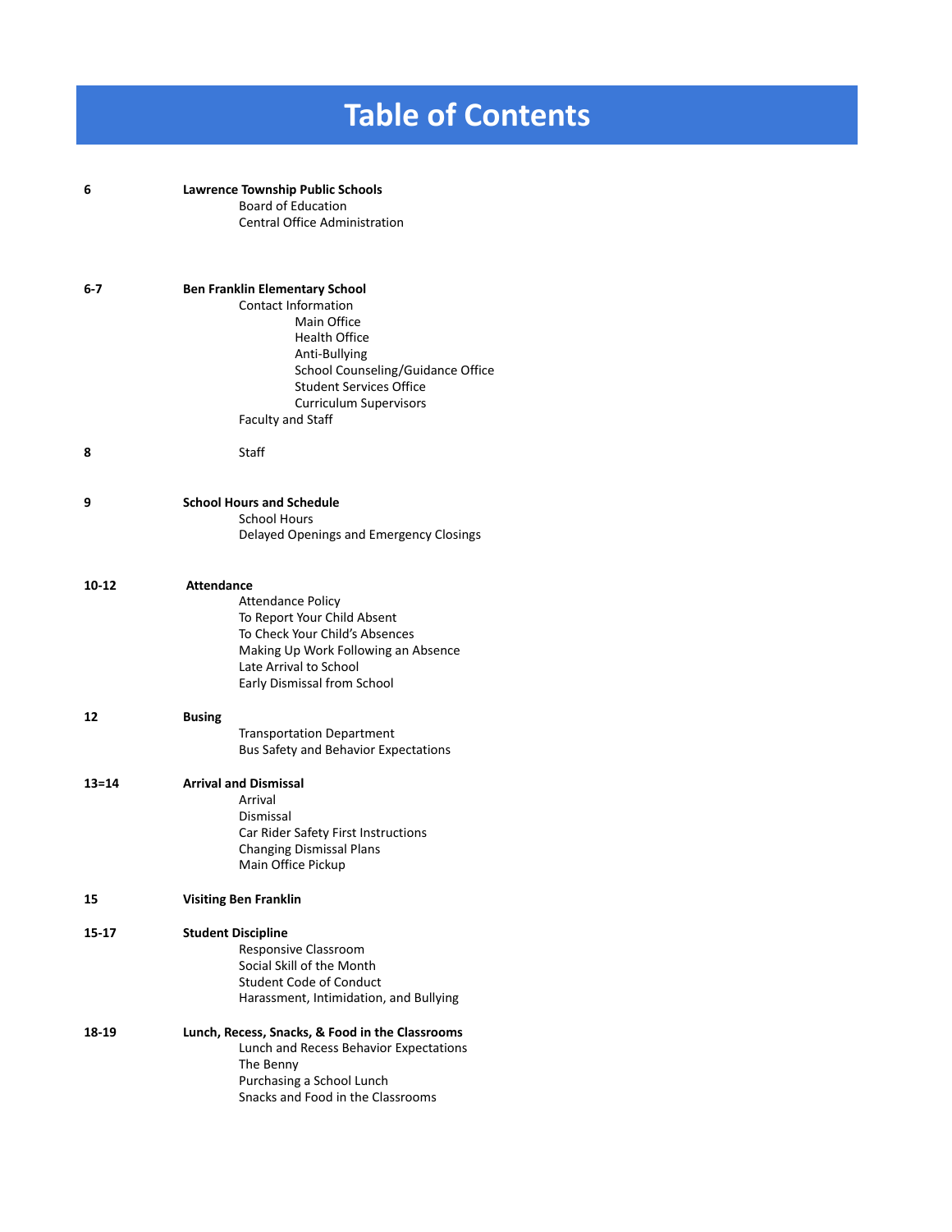# Table of Contents

| Page | Section |
|---|---|
| 6 | **Lawrence Township Public Schools** |
| | Board of Education |
| | Central Office Administration |
| 6-7 | **Ben Franklin Elementary School** |
| | Contact Information |
| | Main Office |
| | Health Office |
| | Anti-Bullying |
| | School Counseling/Guidance Office |
| | Student Services Office |
| | Curriculum Supervisors |
| | Faculty and Staff |
| 8 | Staff |
| 9 | **School Hours and Schedule** |
| | School Hours |
| | Delayed Openings and Emergency Closings |
| 10-12 | **Attendance** |
| | Attendance Policy |
| | To Report Your Child Absent |
| | To Check Your Child's Absences |
| | Making Up Work Following an Absence |
| | Late Arrival to School |
| | Early Dismissal from School |
| 12 | **Busing** |
| | Transportation Department |
| | Bus Safety and Behavior Expectations |
| 13=14 | **Arrival and Dismissal** |
| | Arrival |
| | Dismissal |
| | Car Rider Safety First Instructions |
| | Changing Dismissal Plans |
| | Main Office Pickup |
| 15 | **Visiting Ben Franklin** |
| 15-17 | **Student Discipline** |
| | Responsive Classroom |
| | Social Skill of the Month |
| | Student Code of Conduct |
| | Harassment, Intimidation, and Bullying |
| 18-19 | **Lunch, Recess, Snacks, & Food in the Classrooms** |
| | Lunch and Recess Behavior Expectations |
| | The Benny |
| | Purchasing a School Lunch |
| | Snacks and Food in the Classrooms |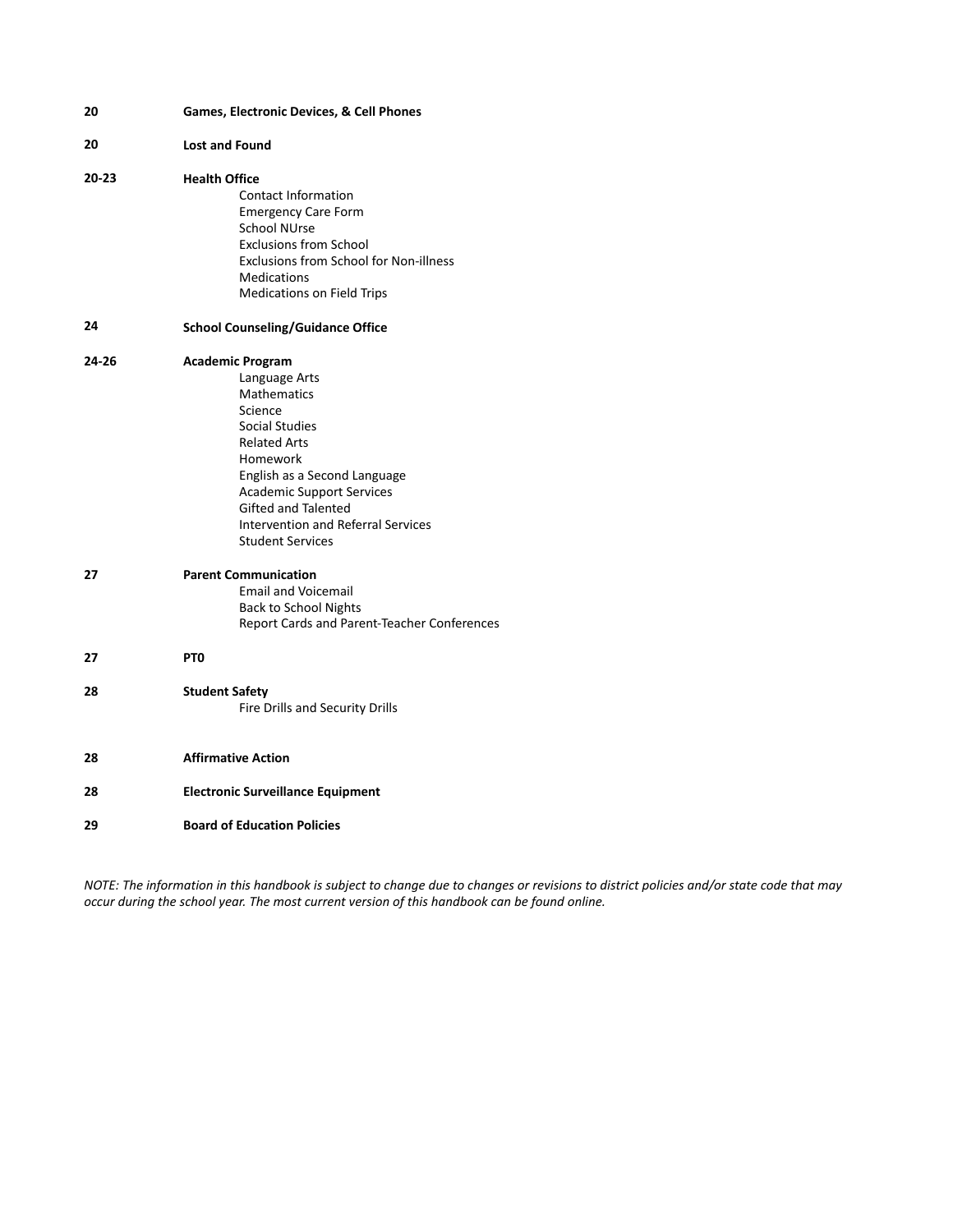| Page | Section |
|---|---|
| **20** | **Games, Electronic Devices, & Cell Phones** |
| **20** | **Lost and Found** |
| **20-23** | **Health Office**<br>Contact Information<br>Emergency Care Form<br>School NUrse<br>Exclusions from School<br>Exclusions from School for Non-illness<br>Medications<br>Medications on Field Trips |
| **24** | **School Counseling/Guidance Office** |
| **24-26** | **Academic Program**<br>Language Arts<br>Mathematics<br>Science<br>Social Studies<br>Related Arts<br>Homework<br>English as a Second Language<br>Academic Support Services<br>Gifted and Talented<br>Intervention and Referral Services<br>Student Services |
| **27** | **Parent Communication**<br>Email and Voicemail<br>Back to School Nights<br>Report Cards and Parent-Teacher Conferences |
| **27** | **PT0** |
| **28** | **Student Safety**<br>Fire Drills and Security Drills |
| **28** | **Affirmative Action** |
| **28** | **Electronic Surveillance Equipment** |
| **29** | **Board of Education Policies** |

*NOTE: The information in this handbook is subject to change due to changes or revisions to district policies and/or state code that may occur during the school year. The most current version of this handbook can be found online.*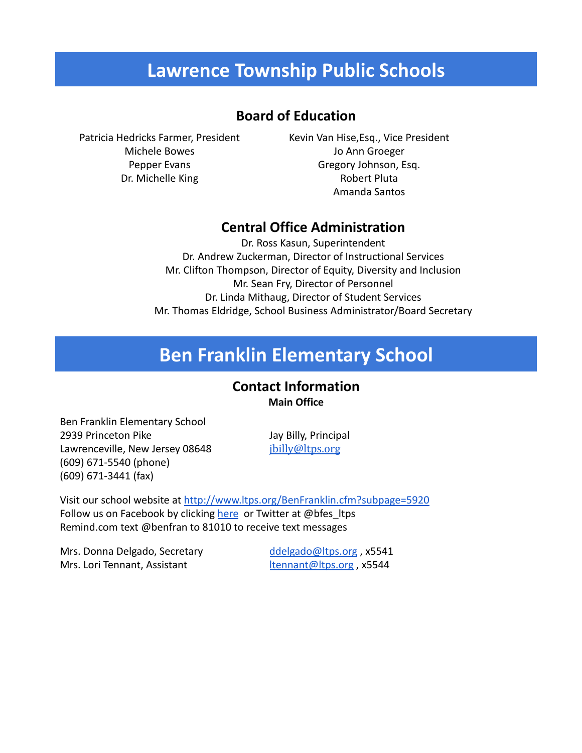# Lawrence Township Public Schools

## Board of Education

Patricia Hedricks Farmer, President
Michele Bowes
Pepper Evans
Dr. Michelle King

Kevin Van Hise,Esq., Vice President
Jo Ann Groeger
Gregory Johnson, Esq.
Robert Pluta
Amanda Santos

## Central Office Administration

Dr. Ross Kasun, Superintendent
Dr. Andrew Zuckerman, Director of Instructional Services
Mr. Clifton Thompson, Director of Equity, Diversity and Inclusion
Mr. Sean Fry, Director of Personnel
Dr. Linda Mithaug, Director of Student Services
Mr. Thomas Eldridge, School Business Administrator/Board Secretary

# Ben Franklin Elementary School

## Contact Information

**Main Office**

Ben Franklin Elementary School
2939 Princeton Pike
Lawrenceville, New Jersey 08648
(609) 671-5540 (phone)
(609) 671-3441 (fax)

Jay Billy, Principal
jbilly@ltps.org

Visit our school website at http://www.ltps.org/BenFranklin.cfm?subpage=5920
Follow us on Facebook by clicking here or Twitter at @bfes_ltps
Remind.com text @benfran to 81010 to receive text messages

Mrs. Donna Delgado, Secretary — ddelgado@ltps.org , x5541
Mrs. Lori Tennant, Assistant — ltennant@ltps.org , x5544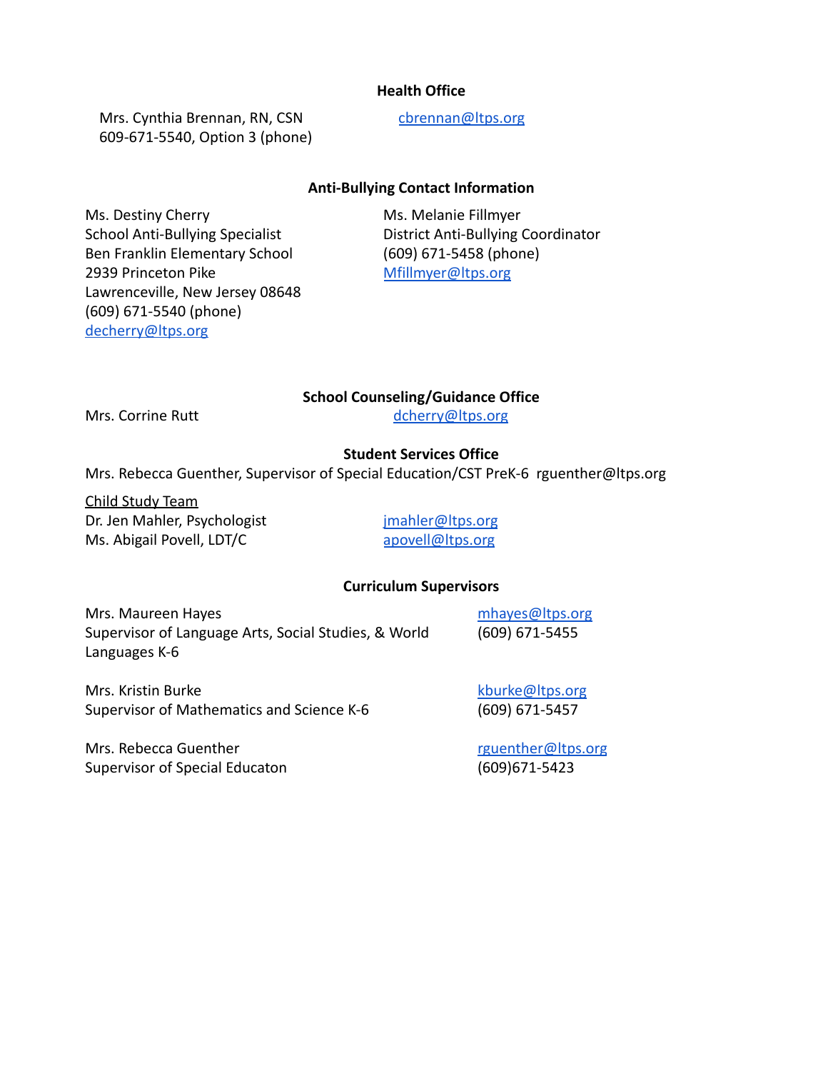### Health Office

Mrs. Cynthia Brennan, RN, CSN
609-671-5540, Option 3 (phone)
cbrennan@ltps.org

### Anti-Bullying Contact Information

Ms. Destiny Cherry
School Anti-Bullying Specialist
Ben Franklin Elementary School
2939 Princeton Pike
Lawrenceville, New Jersey 08648
(609) 671-5540 (phone)
decherry@ltps.org

Ms. Melanie Fillmyer
District Anti-Bullying Coordinator
(609) 671-5458 (phone)
Mfillmyer@ltps.org

### School Counseling/Guidance Office

Mrs. Corrine Rutt dcherry@ltps.org

### Student Services Office

Mrs. Rebecca Guenther, Supervisor of Special Education/CST PreK-6 rguenther@ltps.org

Child Study Team

Dr. Jen Mahler, Psychologist jmahler@ltps.org
Ms. Abigail Povell, LDT/C apovell@ltps.org

### Curriculum Supervisors

Mrs. Maureen Hayes
Supervisor of Language Arts, Social Studies, & World Languages K-6
mhayes@ltps.org
(609) 671-5455

Mrs. Kristin Burke
Supervisor of Mathematics and Science K-6
kburke@ltps.org
(609) 671-5457

Mrs. Rebecca Guenther
Supervisor of Special Educaton
rguenther@ltps.org
(609)671-5423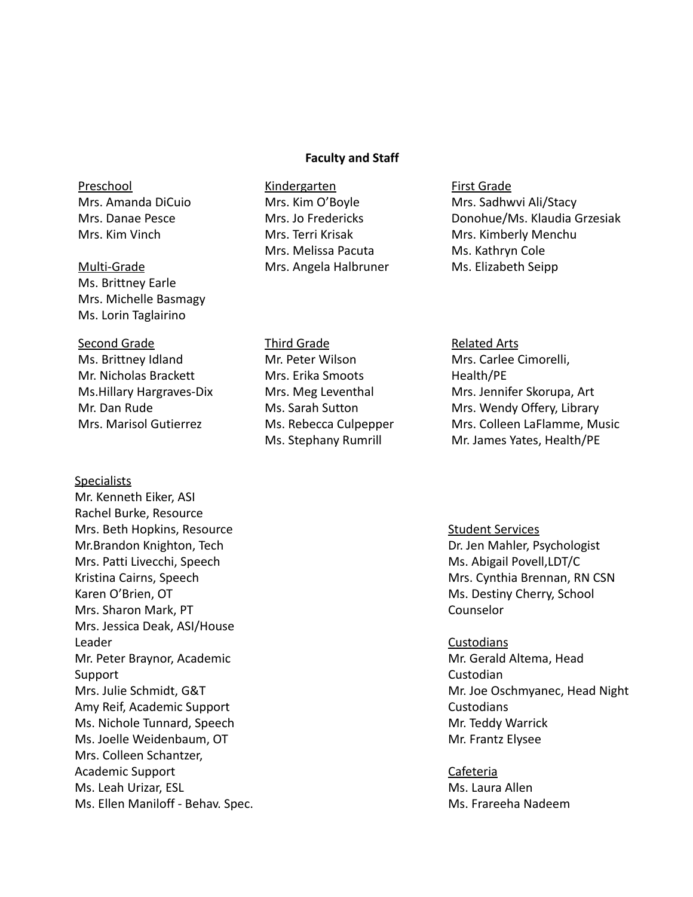## Faculty and Staff

Preschool
Mrs. Amanda DiCuio
Mrs. Danae Pesce
Mrs. Kim Vinch

Multi-Grade
Ms. Brittney Earle
Mrs. Michelle Basmagy
Ms. Lorin Taglairino

Kindergarten
Mrs. Kim O'Boyle
Mrs. Jo Fredericks
Mrs. Terri Krisak
Mrs. Melissa Pacuta
Mrs. Angela Halbruner

First Grade
Mrs. Sadhwvi Ali/Stacy Donohue/Ms. Klaudia Grzesiak
Mrs. Kimberly Menchu
Ms. Kathryn Cole
Ms. Elizabeth Seipp

Second Grade
Ms. Brittney Idland
Mr. Nicholas Brackett
Ms.Hillary Hargraves-Dix
Mr. Dan Rude
Mrs. Marisol Gutierrez

Third Grade
Mr. Peter Wilson
Mrs. Erika Smoots
Mrs. Meg Leventhal
Ms. Sarah Sutton
Ms. Rebecca Culpepper
Ms. Stephany Rumrill

Related Arts
Mrs. Carlee Cimorelli, Health/PE
Mrs. Jennifer Skorupa, Art
Mrs. Wendy Offery, Library
Mrs. Colleen LaFlamme, Music
Mr. James Yates, Health/PE

Specialists
Mr. Kenneth Eiker, ASI
Rachel Burke, Resource
Mrs. Beth Hopkins, Resource
Mr.Brandon Knighton, Tech
Mrs. Patti Livecchi, Speech
Kristina Cairns, Speech
Karen O'Brien, OT
Mrs. Sharon Mark, PT
Mrs. Jessica Deak, ASI/House Leader
Mr. Peter Braynor, Academic Support
Mrs. Julie Schmidt, G&T
Amy Reif, Academic Support
Ms. Nichole Tunnard, Speech
Ms. Joelle Weidenbaum, OT
Mrs. Colleen Schantzer, Academic Support
Ms. Leah Urizar, ESL
Ms. Ellen Maniloff - Behav. Spec.

Student Services
Dr. Jen Mahler, Psychologist
Ms. Abigail Povell,LDT/C
Mrs. Cynthia Brennan, RN CSN
Ms. Destiny Cherry, School Counselor

Custodians
Mr. Gerald Altema, Head Custodian
Mr. Joe Oschmyanec, Head Night Custodians
Mr. Teddy Warrick
Mr. Frantz Elysee

Cafeteria
Ms. Laura Allen
Ms. Frareeha Nadeem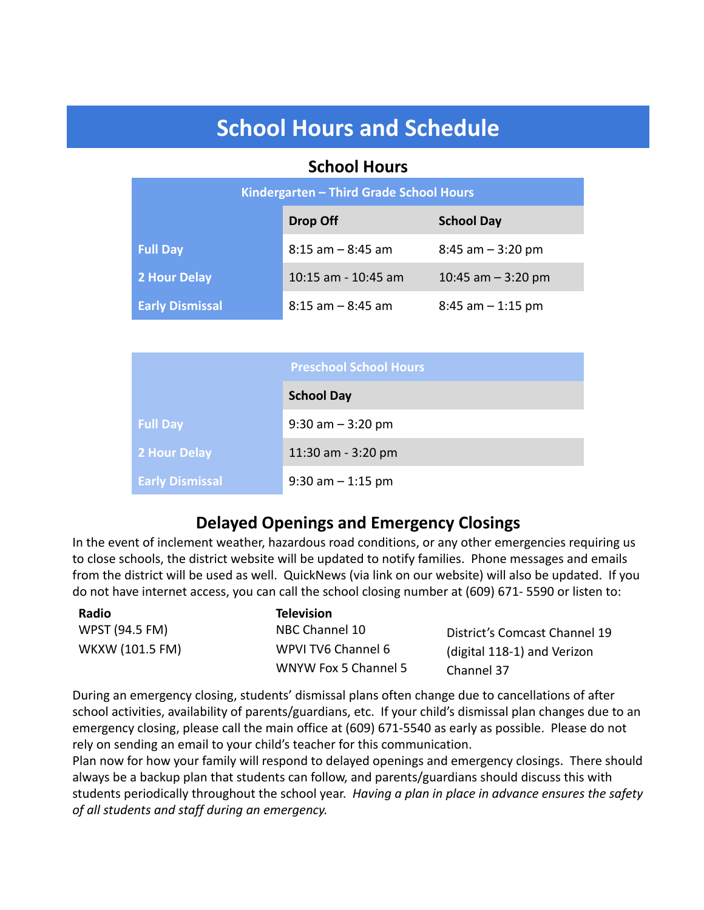# School Hours and Schedule

## School Hours

| Kindergarten – Third Grade School Hours | | |
|---|---|---|
| | **Drop Off** | **School Day** |
| **Full Day** | 8:15 am – 8:45 am | 8:45 am – 3:20 pm |
| **2 Hour Delay** | 10:15 am - 10:45 am | 10:45 am – 3:20 pm |
| **Early Dismissal** | 8:15 am – 8:45 am | 8:45 am – 1:15 pm |

| | Preschool School Hours |
|---|---|
| | **School Day** |
| **Full Day** | 9:30 am – 3:20 pm |
| **2 Hour Delay** | 11:30 am - 3:20 pm |
| **Early Dismissal** | 9:30 am – 1:15 pm |

## Delayed Openings and Emergency Closings

In the event of inclement weather, hazardous road conditions, or any other emergencies requiring us to close schools, the district website will be updated to notify families. Phone messages and emails from the district will be used as well. QuickNews (via link on our website) will also be updated. If you do not have internet access, you can call the school closing number at (609) 671- 5590 or listen to:

**Radio**
WPST (94.5 FM)
WKXW (101.5 FM)

**Television**
NBC Channel 10
WPVI TV6 Channel 6
WNYW Fox 5 Channel 5

District's Comcast Channel 19 (digital 118-1) and Verizon Channel 37

During an emergency closing, students' dismissal plans often change due to cancellations of after school activities, availability of parents/guardians, etc. If your child's dismissal plan changes due to an emergency closing, please call the main office at (609) 671-5540 as early as possible. Please do not rely on sending an email to your child's teacher for this communication.

Plan now for how your family will respond to delayed openings and emergency closings. There should always be a backup plan that students can follow, and parents/guardians should discuss this with students periodically throughout the school year. *Having a plan in place in advance ensures the safety of all students and staff during an emergency.*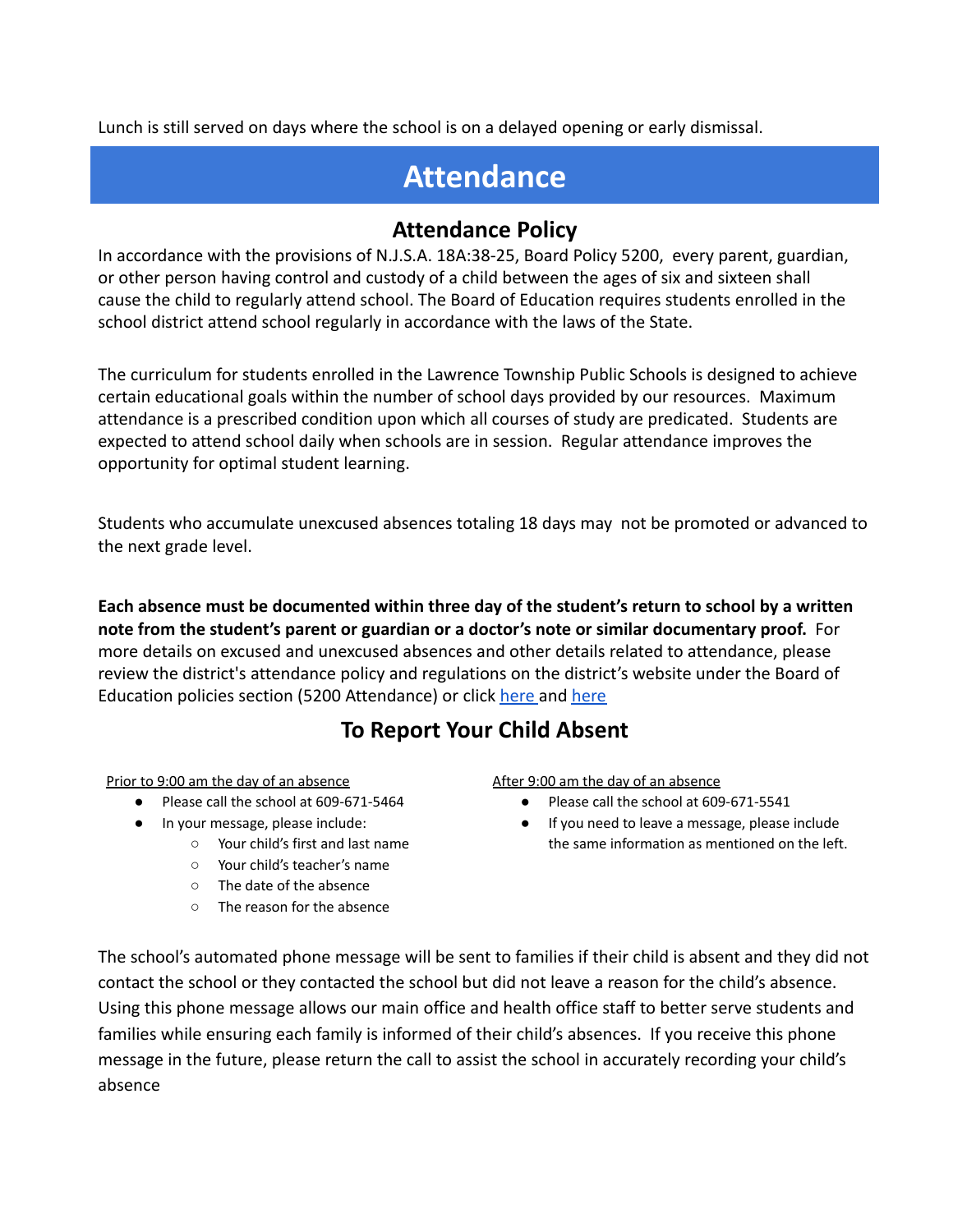Lunch is still served on days where the school is on a delayed opening or early dismissal.

# Attendance

## Attendance Policy

In accordance with the provisions of N.J.S.A. 18A:38-25, Board Policy 5200, every parent, guardian, or other person having control and custody of a child between the ages of six and sixteen shall cause the child to regularly attend school. The Board of Education requires students enrolled in the school district attend school regularly in accordance with the laws of the State.

The curriculum for students enrolled in the Lawrence Township Public Schools is designed to achieve certain educational goals within the number of school days provided by our resources. Maximum attendance is a prescribed condition upon which all courses of study are predicated. Students are expected to attend school daily when schools are in session. Regular attendance improves the opportunity for optimal student learning.

Students who accumulate unexcused absences totaling 18 days may not be promoted or advanced to the next grade level.

**Each absence must be documented within three day of the student's return to school by a written note from the student's parent or guardian or a doctor's note or similar documentary proof.** For more details on excused and unexcused absences and other details related to attendance, please review the district's attendance policy and regulations on the district's website under the Board of Education policies section (5200 Attendance) or click here and here

## To Report Your Child Absent

Prior to 9:00 am the day of an absence

- Please call the school at 609-671-5464
- In your message, please include:
  - Your child's first and last name
  - Your child's teacher's name
  - The date of the absence
  - The reason for the absence

After 9:00 am the day of an absence

- Please call the school at 609-671-5541
- If you need to leave a message, please include the same information as mentioned on the left.

The school's automated phone message will be sent to families if their child is absent and they did not contact the school or they contacted the school but did not leave a reason for the child's absence. Using this phone message allows our main office and health office staff to better serve students and families while ensuring each family is informed of their child's absences. If you receive this phone message in the future, please return the call to assist the school in accurately recording your child's absence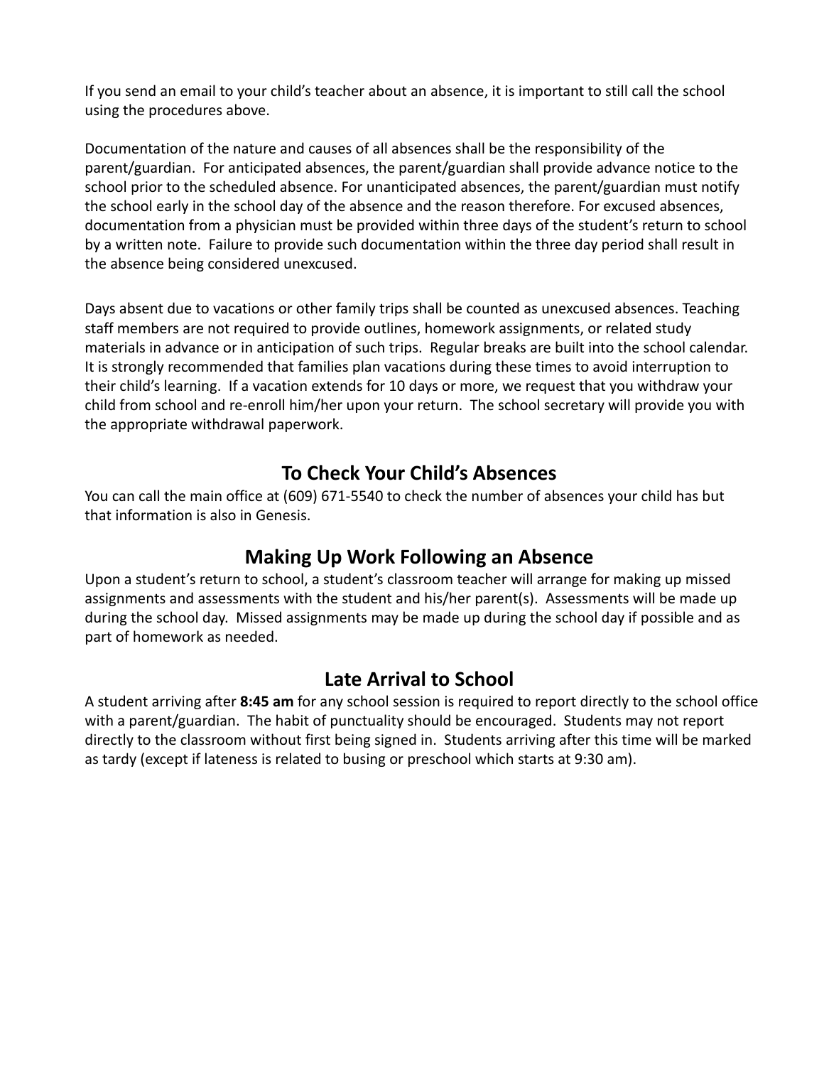If you send an email to your child's teacher about an absence, it is important to still call the school using the procedures above.

Documentation of the nature and causes of all absences shall be the responsibility of the parent/guardian. For anticipated absences, the parent/guardian shall provide advance notice to the school prior to the scheduled absence. For unanticipated absences, the parent/guardian must notify the school early in the school day of the absence and the reason therefore. For excused absences, documentation from a physician must be provided within three days of the student's return to school by a written note. Failure to provide such documentation within the three day period shall result in the absence being considered unexcused.

Days absent due to vacations or other family trips shall be counted as unexcused absences. Teaching staff members are not required to provide outlines, homework assignments, or related study materials in advance or in anticipation of such trips. Regular breaks are built into the school calendar. It is strongly recommended that families plan vacations during these times to avoid interruption to their child's learning. If a vacation extends for 10 days or more, we request that you withdraw your child from school and re-enroll him/her upon your return. The school secretary will provide you with the appropriate withdrawal paperwork.

## To Check Your Child's Absences

You can call the main office at (609) 671-5540 to check the number of absences your child has but that information is also in Genesis.

## Making Up Work Following an Absence

Upon a student's return to school, a student's classroom teacher will arrange for making up missed assignments and assessments with the student and his/her parent(s). Assessments will be made up during the school day. Missed assignments may be made up during the school day if possible and as part of homework as needed.

## Late Arrival to School

A student arriving after **8:45 am** for any school session is required to report directly to the school office with a parent/guardian. The habit of punctuality should be encouraged. Students may not report directly to the classroom without first being signed in. Students arriving after this time will be marked as tardy (except if lateness is related to busing or preschool which starts at 9:30 am).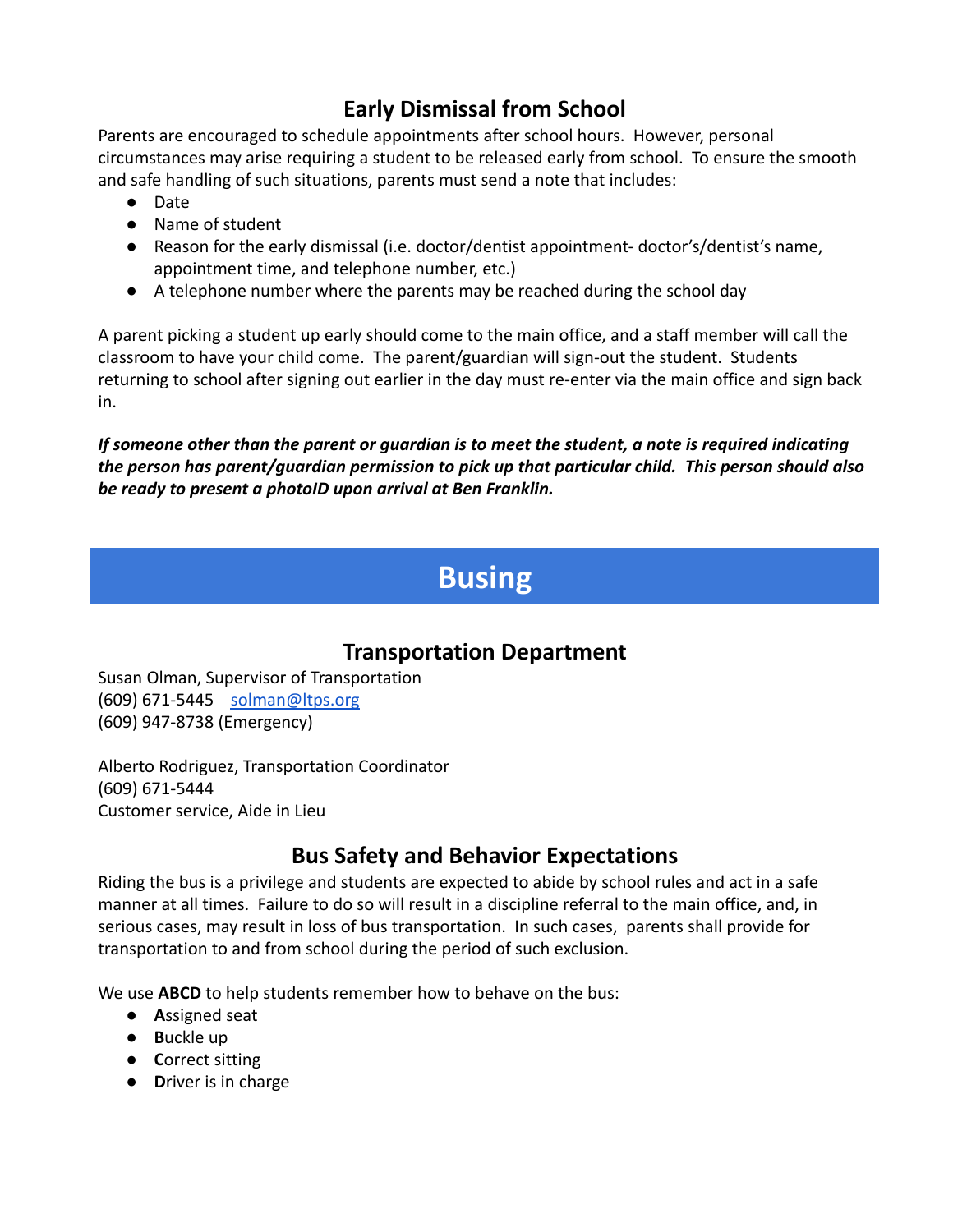## Early Dismissal from School

Parents are encouraged to schedule appointments after school hours. However, personal circumstances may arise requiring a student to be released early from school. To ensure the smooth and safe handling of such situations, parents must send a note that includes:

- Date
- Name of student
- Reason for the early dismissal (i.e. doctor/dentist appointment- doctor's/dentist's name, appointment time, and telephone number, etc.)
- A telephone number where the parents may be reached during the school day

A parent picking a student up early should come to the main office, and a staff member will call the classroom to have your child come. The parent/guardian will sign-out the student. Students returning to school after signing out earlier in the day must re-enter via the main office and sign back in.

***If someone other than the parent or guardian is to meet the student, a note is required indicating the person has parent/guardian permission to pick up that particular child. This person should also be ready to present a photoID upon arrival at Ben Franklin.***

# Busing

## Transportation Department

Susan Olman, Supervisor of Transportation
(609) 671-5445 solman@ltps.org
(609) 947-8738 (Emergency)

Alberto Rodriguez, Transportation Coordinator
(609) 671-5444
Customer service, Aide in Lieu

## Bus Safety and Behavior Expectations

Riding the bus is a privilege and students are expected to abide by school rules and act in a safe manner at all times. Failure to do so will result in a discipline referral to the main office, and, in serious cases, may result in loss of bus transportation. In such cases, parents shall provide for transportation to and from school during the period of such exclusion.

We use **ABCD** to help students remember how to behave on the bus:

- **A**ssigned seat
- **B**uckle up
- **C**orrect sitting
- **D**river is in charge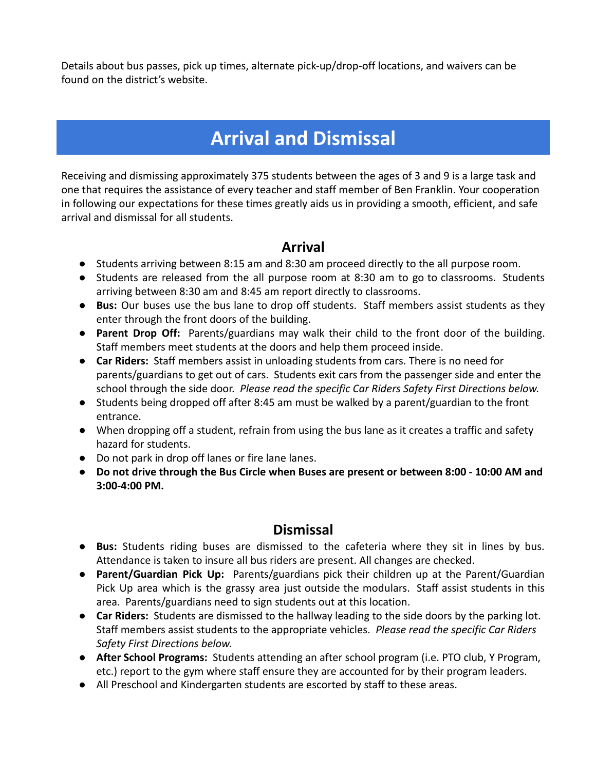Details about bus passes, pick up times, alternate pick-up/drop-off locations, and waivers can be found on the district's website.

# Arrival and Dismissal

Receiving and dismissing approximately 375 students between the ages of 3 and 9 is a large task and one that requires the assistance of every teacher and staff member of Ben Franklin. Your cooperation in following our expectations for these times greatly aids us in providing a smooth, efficient, and safe arrival and dismissal for all students.

## Arrival

- Students arriving between 8:15 am and 8:30 am proceed directly to the all purpose room.
- Students are released from the all purpose room at 8:30 am to go to classrooms. Students arriving between 8:30 am and 8:45 am report directly to classrooms.
- **Bus:** Our buses use the bus lane to drop off students. Staff members assist students as they enter through the front doors of the building.
- **Parent Drop Off:** Parents/guardians may walk their child to the front door of the building. Staff members meet students at the doors and help them proceed inside.
- **Car Riders:** Staff members assist in unloading students from cars. There is no need for parents/guardians to get out of cars. Students exit cars from the passenger side and enter the school through the side door. *Please read the specific Car Riders Safety First Directions below.*
- Students being dropped off after 8:45 am must be walked by a parent/guardian to the front entrance.
- When dropping off a student, refrain from using the bus lane as it creates a traffic and safety hazard for students.
- Do not park in drop off lanes or fire lane lanes.
- **Do not drive through the Bus Circle when Buses are present or between 8:00 - 10:00 AM and 3:00-4:00 PM.**

## Dismissal

- **Bus:** Students riding buses are dismissed to the cafeteria where they sit in lines by bus. Attendance is taken to insure all bus riders are present. All changes are checked.
- **Parent/Guardian Pick Up:** Parents/guardians pick their children up at the Parent/Guardian Pick Up area which is the grassy area just outside the modulars. Staff assist students in this area. Parents/guardians need to sign students out at this location.
- **Car Riders:** Students are dismissed to the hallway leading to the side doors by the parking lot. Staff members assist students to the appropriate vehicles. *Please read the specific Car Riders Safety First Directions below.*
- **After School Programs:** Students attending an after school program (i.e. PTO club, Y Program, etc.) report to the gym where staff ensure they are accounted for by their program leaders.
- All Preschool and Kindergarten students are escorted by staff to these areas.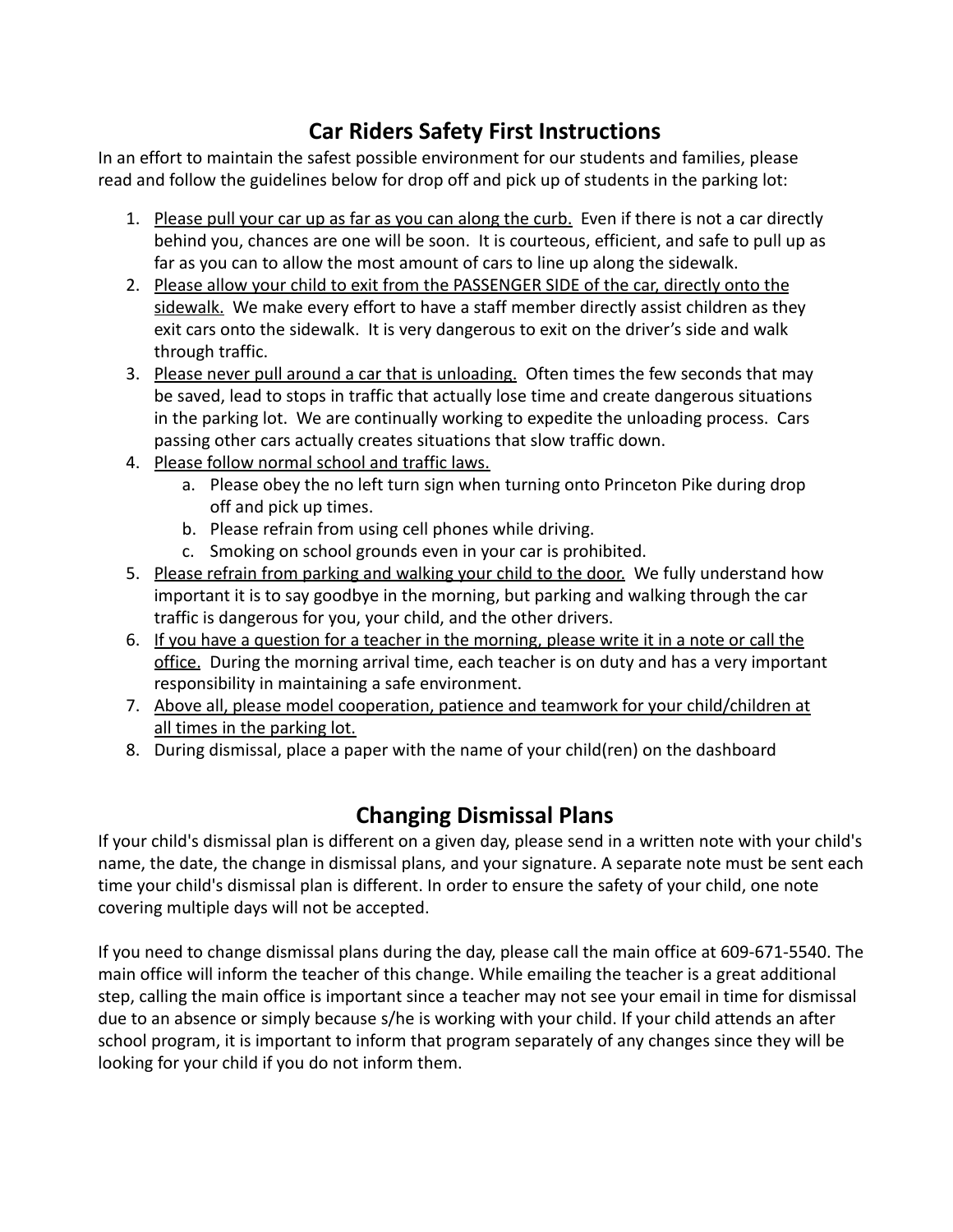## Car Riders Safety First Instructions

In an effort to maintain the safest possible environment for our students and families, please read and follow the guidelines below for drop off and pick up of students in the parking lot:

1. Please pull your car up as far as you can along the curb. Even if there is not a car directly behind you, chances are one will be soon. It is courteous, efficient, and safe to pull up as far as you can to allow the most amount of cars to line up along the sidewalk.
2. Please allow your child to exit from the PASSENGER SIDE of the car, directly onto the sidewalk. We make every effort to have a staff member directly assist children as they exit cars onto the sidewalk. It is very dangerous to exit on the driver's side and walk through traffic.
3. Please never pull around a car that is unloading. Often times the few seconds that may be saved, lead to stops in traffic that actually lose time and create dangerous situations in the parking lot. We are continually working to expedite the unloading process. Cars passing other cars actually creates situations that slow traffic down.
4. Please follow normal school and traffic laws.
    a. Please obey the no left turn sign when turning onto Princeton Pike during drop off and pick up times.
    b. Please refrain from using cell phones while driving.
    c. Smoking on school grounds even in your car is prohibited.
5. Please refrain from parking and walking your child to the door. We fully understand how important it is to say goodbye in the morning, but parking and walking through the car traffic is dangerous for you, your child, and the other drivers.
6. If you have a question for a teacher in the morning, please write it in a note or call the office. During the morning arrival time, each teacher is on duty and has a very important responsibility in maintaining a safe environment.
7. Above all, please model cooperation, patience and teamwork for your child/children at all times in the parking lot.
8. During dismissal, place a paper with the name of your child(ren) on the dashboard

## Changing Dismissal Plans

If your child's dismissal plan is different on a given day, please send in a written note with your child's name, the date, the change in dismissal plans, and your signature. A separate note must be sent each time your child's dismissal plan is different. In order to ensure the safety of your child, one note covering multiple days will not be accepted.

If you need to change dismissal plans during the day, please call the main office at 609-671-5540. The main office will inform the teacher of this change. While emailing the teacher is a great additional step, calling the main office is important since a teacher may not see your email in time for dismissal due to an absence or simply because s/he is working with your child. If your child attends an after school program, it is important to inform that program separately of any changes since they will be looking for your child if you do not inform them.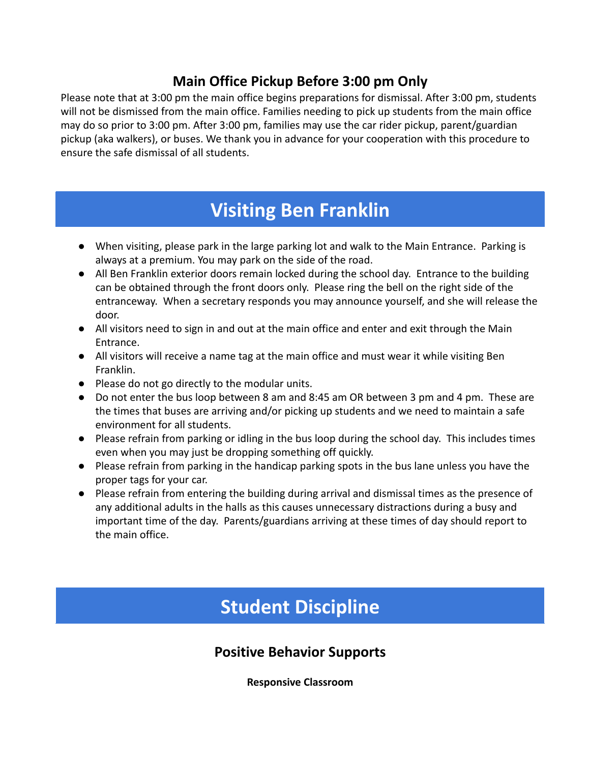### Main Office Pickup Before 3:00 pm Only

Please note that at 3:00 pm the main office begins preparations for dismissal. After 3:00 pm, students will not be dismissed from the main office. Families needing to pick up students from the main office may do so prior to 3:00 pm. After 3:00 pm, families may use the car rider pickup, parent/guardian pickup (aka walkers), or buses. We thank you in advance for your cooperation with this procedure to ensure the safe dismissal of all students.

## Visiting Ben Franklin

- When visiting, please park in the large parking lot and walk to the Main Entrance. Parking is always at a premium. You may park on the side of the road.
- All Ben Franklin exterior doors remain locked during the school day. Entrance to the building can be obtained through the front doors only. Please ring the bell on the right side of the entranceway. When a secretary responds you may announce yourself, and she will release the door.
- All visitors need to sign in and out at the main office and enter and exit through the Main Entrance.
- All visitors will receive a name tag at the main office and must wear it while visiting Ben Franklin.
- Please do not go directly to the modular units.
- Do not enter the bus loop between 8 am and 8:45 am OR between 3 pm and 4 pm. These are the times that buses are arriving and/or picking up students and we need to maintain a safe environment for all students.
- Please refrain from parking or idling in the bus loop during the school day. This includes times even when you may just be dropping something off quickly.
- Please refrain from parking in the handicap parking spots in the bus lane unless you have the proper tags for your car.
- Please refrain from entering the building during arrival and dismissal times as the presence of any additional adults in the halls as this causes unnecessary distractions during a busy and important time of the day. Parents/guardians arriving at these times of day should report to the main office.

## Student Discipline

### Positive Behavior Supports

**Responsive Classroom**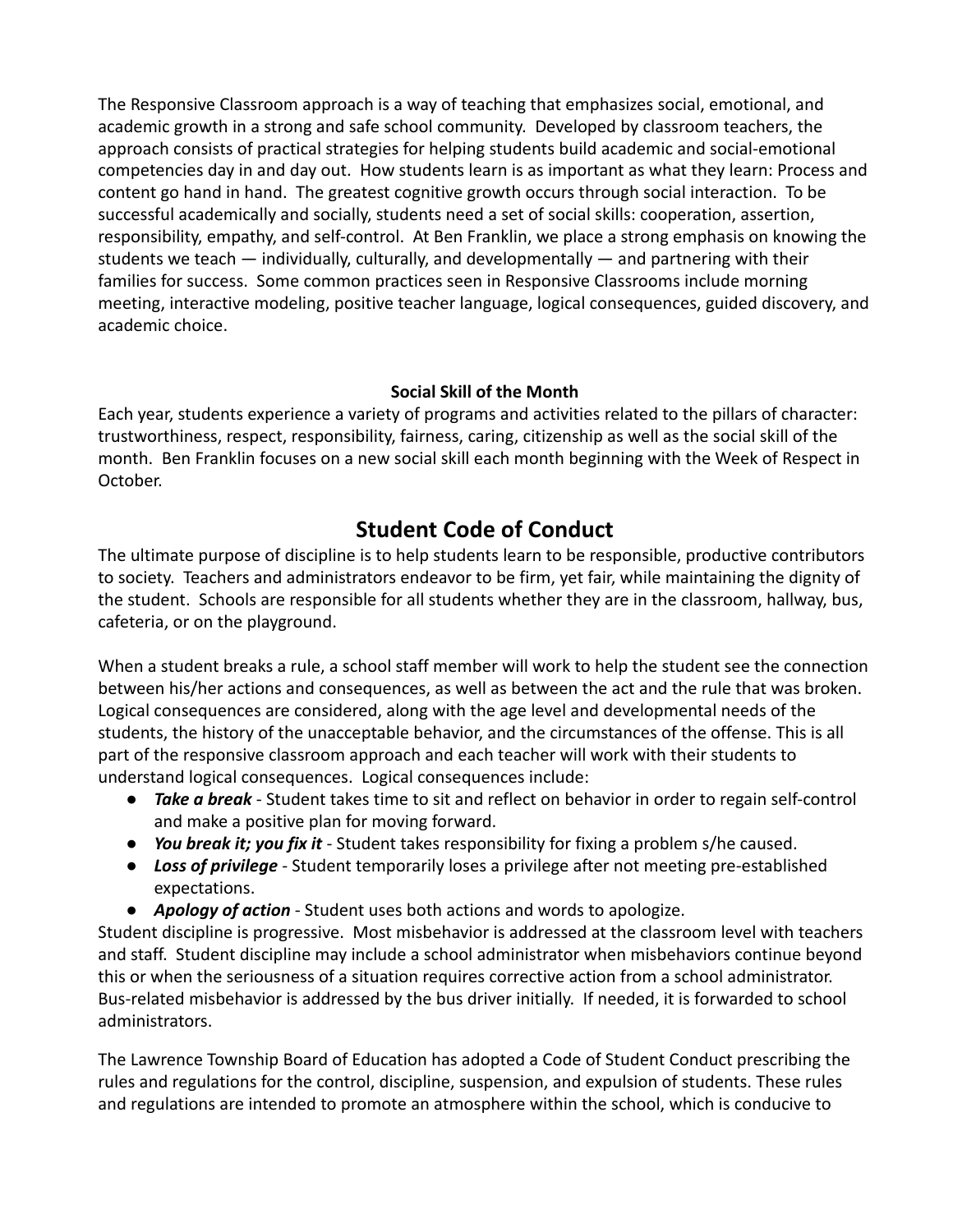The Responsive Classroom approach is a way of teaching that emphasizes social, emotional, and academic growth in a strong and safe school community. Developed by classroom teachers, the approach consists of practical strategies for helping students build academic and social-emotional competencies day in and day out. How students learn is as important as what they learn: Process and content go hand in hand. The greatest cognitive growth occurs through social interaction. To be successful academically and socially, students need a set of social skills: cooperation, assertion, responsibility, empathy, and self-control. At Ben Franklin, we place a strong emphasis on knowing the students we teach — individually, culturally, and developmentally — and partnering with their families for success. Some common practices seen in Responsive Classrooms include morning meeting, interactive modeling, positive teacher language, logical consequences, guided discovery, and academic choice.

**Social Skill of the Month**

Each year, students experience a variety of programs and activities related to the pillars of character: trustworthiness, respect, responsibility, fairness, caring, citizenship as well as the social skill of the month. Ben Franklin focuses on a new social skill each month beginning with the Week of Respect in October.

## Student Code of Conduct

The ultimate purpose of discipline is to help students learn to be responsible, productive contributors to society. Teachers and administrators endeavor to be firm, yet fair, while maintaining the dignity of the student. Schools are responsible for all students whether they are in the classroom, hallway, bus, cafeteria, or on the playground.

When a student breaks a rule, a school staff member will work to help the student see the connection between his/her actions and consequences, as well as between the act and the rule that was broken. Logical consequences are considered, along with the age level and developmental needs of the students, the history of the unacceptable behavior, and the circumstances of the offense. This is all part of the responsive classroom approach and each teacher will work with their students to understand logical consequences. Logical consequences include:

- ***Take a break*** - Student takes time to sit and reflect on behavior in order to regain self-control and make a positive plan for moving forward.
- ***You break it; you fix it*** - Student takes responsibility for fixing a problem s/he caused.
- ***Loss of privilege*** - Student temporarily loses a privilege after not meeting pre-established expectations.
- ***Apology of action*** - Student uses both actions and words to apologize.

Student discipline is progressive. Most misbehavior is addressed at the classroom level with teachers and staff. Student discipline may include a school administrator when misbehaviors continue beyond this or when the seriousness of a situation requires corrective action from a school administrator. Bus-related misbehavior is addressed by the bus driver initially. If needed, it is forwarded to school administrators.

The Lawrence Township Board of Education has adopted a Code of Student Conduct prescribing the rules and regulations for the control, discipline, suspension, and expulsion of students. These rules and regulations are intended to promote an atmosphere within the school, which is conducive to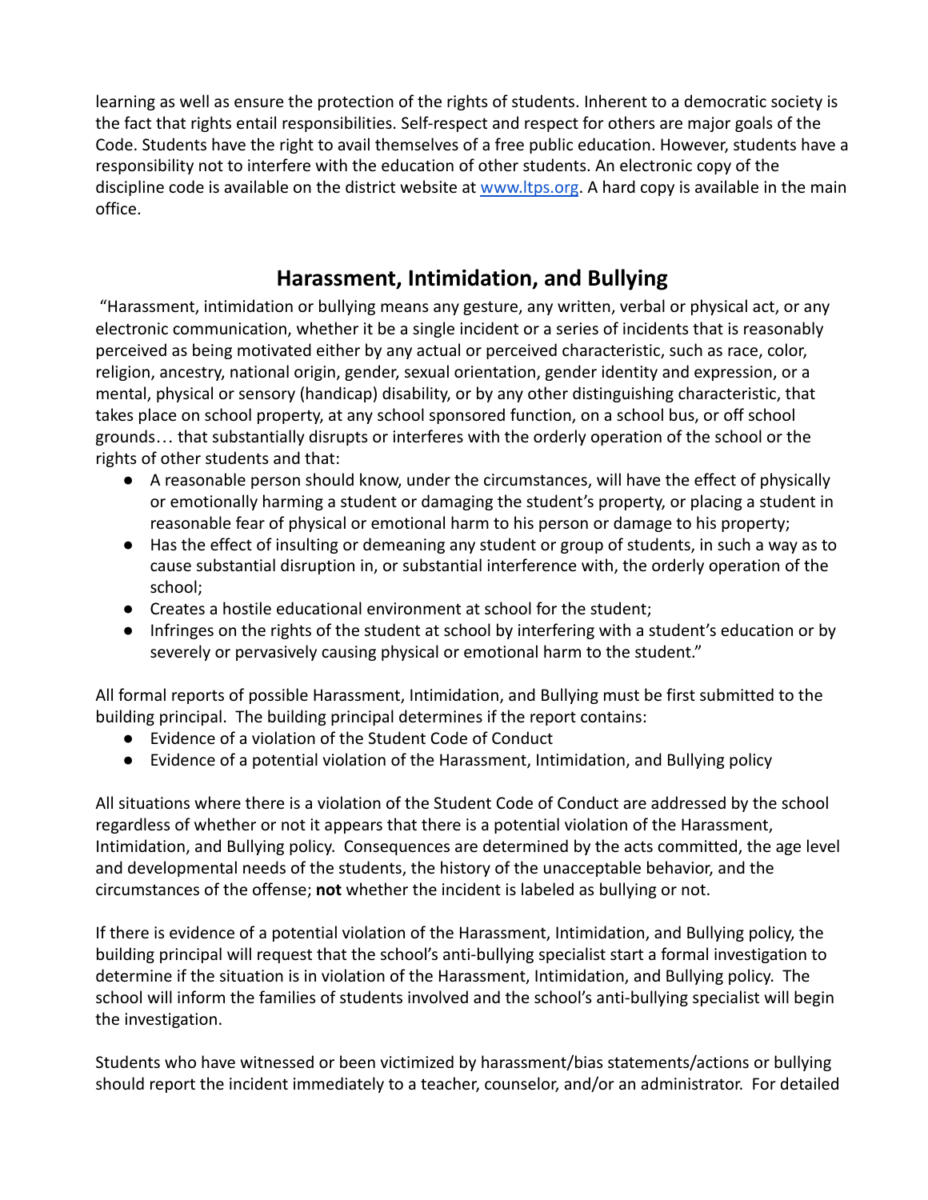learning as well as ensure the protection of the rights of students. Inherent to a democratic society is the fact that rights entail responsibilities. Self-respect and respect for others are major goals of the Code. Students have the right to avail themselves of a free public education. However, students have a responsibility not to interfere with the education of other students. An electronic copy of the discipline code is available on the district website at [www.ltps.org](www.ltps.org). A hard copy is available in the main office.

## Harassment, Intimidation, and Bullying

"Harassment, intimidation or bullying means any gesture, any written, verbal or physical act, or any electronic communication, whether it be a single incident or a series of incidents that is reasonably perceived as being motivated either by any actual or perceived characteristic, such as race, color, religion, ancestry, national origin, gender, sexual orientation, gender identity and expression, or a mental, physical or sensory (handicap) disability, or by any other distinguishing characteristic, that takes place on school property, at any school sponsored function, on a school bus, or off school grounds… that substantially disrupts or interferes with the orderly operation of the school or the rights of other students and that:

- A reasonable person should know, under the circumstances, will have the effect of physically or emotionally harming a student or damaging the student's property, or placing a student in reasonable fear of physical or emotional harm to his person or damage to his property;
- Has the effect of insulting or demeaning any student or group of students, in such a way as to cause substantial disruption in, or substantial interference with, the orderly operation of the school;
- Creates a hostile educational environment at school for the student;
- Infringes on the rights of the student at school by interfering with a student's education or by severely or pervasively causing physical or emotional harm to the student."

All formal reports of possible Harassment, Intimidation, and Bullying must be first submitted to the building principal. The building principal determines if the report contains:

- Evidence of a violation of the Student Code of Conduct
- Evidence of a potential violation of the Harassment, Intimidation, and Bullying policy

All situations where there is a violation of the Student Code of Conduct are addressed by the school regardless of whether or not it appears that there is a potential violation of the Harassment, Intimidation, and Bullying policy. Consequences are determined by the acts committed, the age level and developmental needs of the students, the history of the unacceptable behavior, and the circumstances of the offense; **not** whether the incident is labeled as bullying or not.

If there is evidence of a potential violation of the Harassment, Intimidation, and Bullying policy, the building principal will request that the school's anti-bullying specialist start a formal investigation to determine if the situation is in violation of the Harassment, Intimidation, and Bullying policy. The school will inform the families of students involved and the school's anti-bullying specialist will begin the investigation.

Students who have witnessed or been victimized by harassment/bias statements/actions or bullying should report the incident immediately to a teacher, counselor, and/or an administrator. For detailed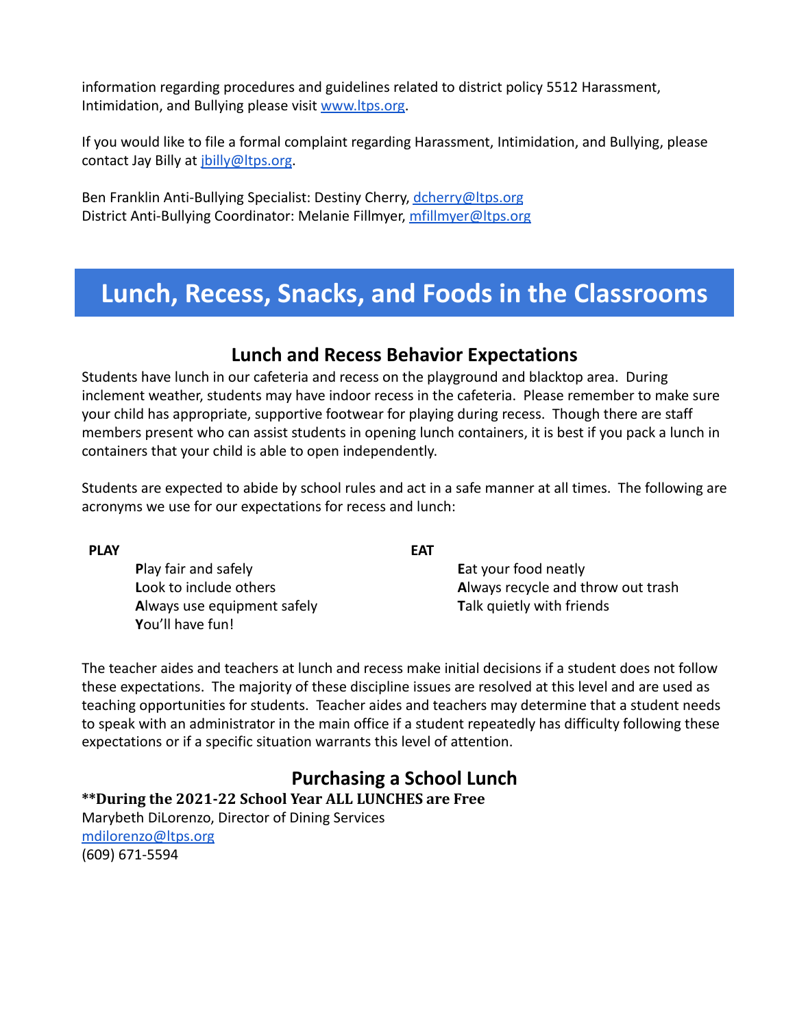information regarding procedures and guidelines related to district policy 5512 Harassment, Intimidation, and Bullying please visit [www.ltps.org](http://www.ltps.org).

If you would like to file a formal complaint regarding Harassment, Intimidation, and Bullying, please contact Jay Billy at [jbilly@ltps.org](mailto:jbilly@ltps.org).

Ben Franklin Anti-Bullying Specialist: Destiny Cherry, [dcherry@ltps.org](mailto:dcherry@ltps.org)
District Anti-Bullying Coordinator: Melanie Fillmyer, [mfillmyer@ltps.org](mailto:mfillmyer@ltps.org)

# Lunch, Recess, Snacks, and Foods in the Classrooms

## Lunch and Recess Behavior Expectations

Students have lunch in our cafeteria and recess on the playground and blacktop area. During inclement weather, students may have indoor recess in the cafeteria. Please remember to make sure your child has appropriate, supportive footwear for playing during recess. Though there are staff members present who can assist students in opening lunch containers, it is best if you pack a lunch in containers that your child is able to open independently.

Students are expected to abide by school rules and act in a safe manner at all times. The following are acronyms we use for our expectations for recess and lunch:

**PLAY**

- **P**lay fair and safely
- **L**ook to include others
- **A**lways use equipment safely
- **Y**ou'll have fun!

**EAT**

- **E**at your food neatly
- **A**lways recycle and throw out trash
- **T**alk quietly with friends

The teacher aides and teachers at lunch and recess make initial decisions if a student does not follow these expectations. The majority of these discipline issues are resolved at this level and are used as teaching opportunities for students. Teacher aides and teachers may determine that a student needs to speak with an administrator in the main office if a student repeatedly has difficulty following these expectations or if a specific situation warrants this level of attention.

## Purchasing a School Lunch

**\*\*During the 2021-22 School Year ALL LUNCHES are Free**

Marybeth DiLorenzo, Director of Dining Services
[mdilorenzo@ltps.org](mailto:mdilorenzo@ltps.org)
(609) 671-5594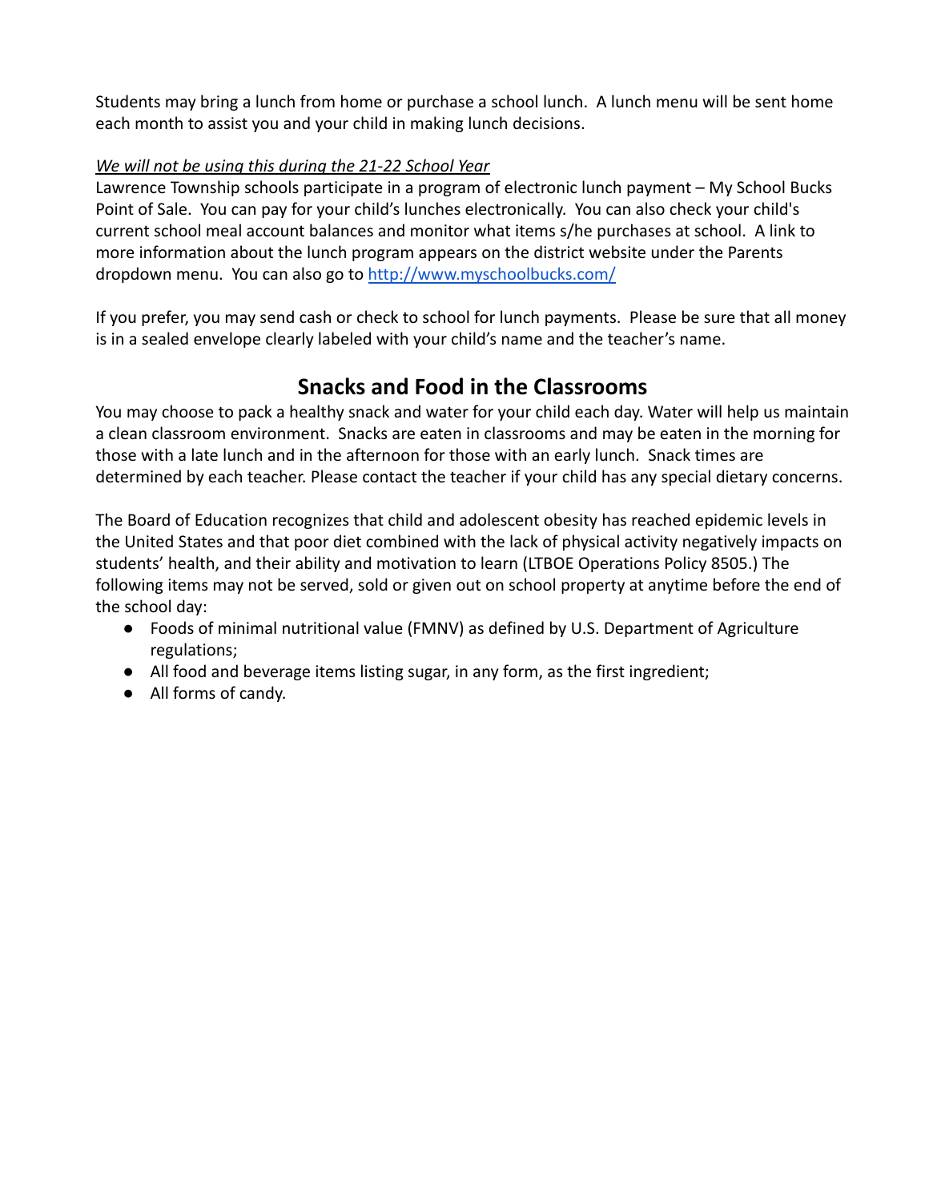Students may bring a lunch from home or purchase a school lunch. A lunch menu will be sent home each month to assist you and your child in making lunch decisions.

*We will not be using this during the 21-22 School Year*

Lawrence Township schools participate in a program of electronic lunch payment – My School Bucks Point of Sale. You can pay for your child's lunches electronically. You can also check your child's current school meal account balances and monitor what items s/he purchases at school. A link to more information about the lunch program appears on the district website under the Parents dropdown menu. You can also go to [http://www.myschoolbucks.com/](http://www.myschoolbucks.com/)

If you prefer, you may send cash or check to school for lunch payments. Please be sure that all money is in a sealed envelope clearly labeled with your child's name and the teacher's name.

## Snacks and Food in the Classrooms

You may choose to pack a healthy snack and water for your child each day. Water will help us maintain a clean classroom environment. Snacks are eaten in classrooms and may be eaten in the morning for those with a late lunch and in the afternoon for those with an early lunch. Snack times are determined by each teacher. Please contact the teacher if your child has any special dietary concerns.

The Board of Education recognizes that child and adolescent obesity has reached epidemic levels in the United States and that poor diet combined with the lack of physical activity negatively impacts on students' health, and their ability and motivation to learn (LTBOE Operations Policy 8505.) The following items may not be served, sold or given out on school property at anytime before the end of the school day:

- Foods of minimal nutritional value (FMNV) as defined by U.S. Department of Agriculture regulations;
- All food and beverage items listing sugar, in any form, as the first ingredient;
- All forms of candy.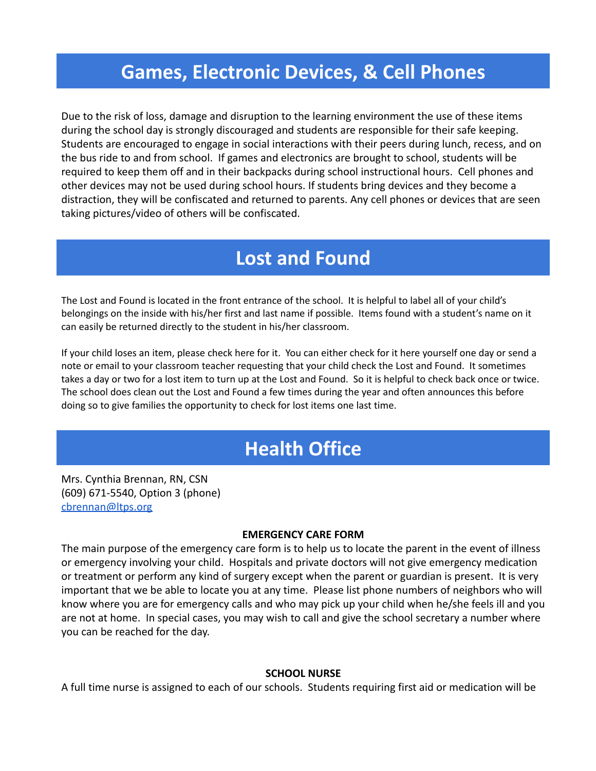# Games, Electronic Devices, & Cell Phones

Due to the risk of loss, damage and disruption to the learning environment the use of these items during the school day is strongly discouraged and students are responsible for their safe keeping. Students are encouraged to engage in social interactions with their peers during lunch, recess, and on the bus ride to and from school. If games and electronics are brought to school, students will be required to keep them off and in their backpacks during school instructional hours. Cell phones and other devices may not be used during school hours. If students bring devices and they become a distraction, they will be confiscated and returned to parents. Any cell phones or devices that are seen taking pictures/video of others will be confiscated.

# Lost and Found

The Lost and Found is located in the front entrance of the school. It is helpful to label all of your child's belongings on the inside with his/her first and last name if possible. Items found with a student's name on it can easily be returned directly to the student in his/her classroom.

If your child loses an item, please check here for it. You can either check for it here yourself one day or send a note or email to your classroom teacher requesting that your child check the Lost and Found. It sometimes takes a day or two for a lost item to turn up at the Lost and Found. So it is helpful to check back once or twice. The school does clean out the Lost and Found a few times during the year and often announces this before doing so to give families the opportunity to check for lost items one last time.

# Health Office

Mrs. Cynthia Brennan, RN, CSN
(609) 671-5540, Option 3 (phone)
cbrennan@ltps.org

**EMERGENCY CARE FORM**

The main purpose of the emergency care form is to help us to locate the parent in the event of illness or emergency involving your child. Hospitals and private doctors will not give emergency medication or treatment or perform any kind of surgery except when the parent or guardian is present. It is very important that we be able to locate you at any time. Please list phone numbers of neighbors who will know where you are for emergency calls and who may pick up your child when he/she feels ill and you are not at home. In special cases, you may wish to call and give the school secretary a number where you can be reached for the day.

**SCHOOL NURSE**

A full time nurse is assigned to each of our schools. Students requiring first aid or medication will be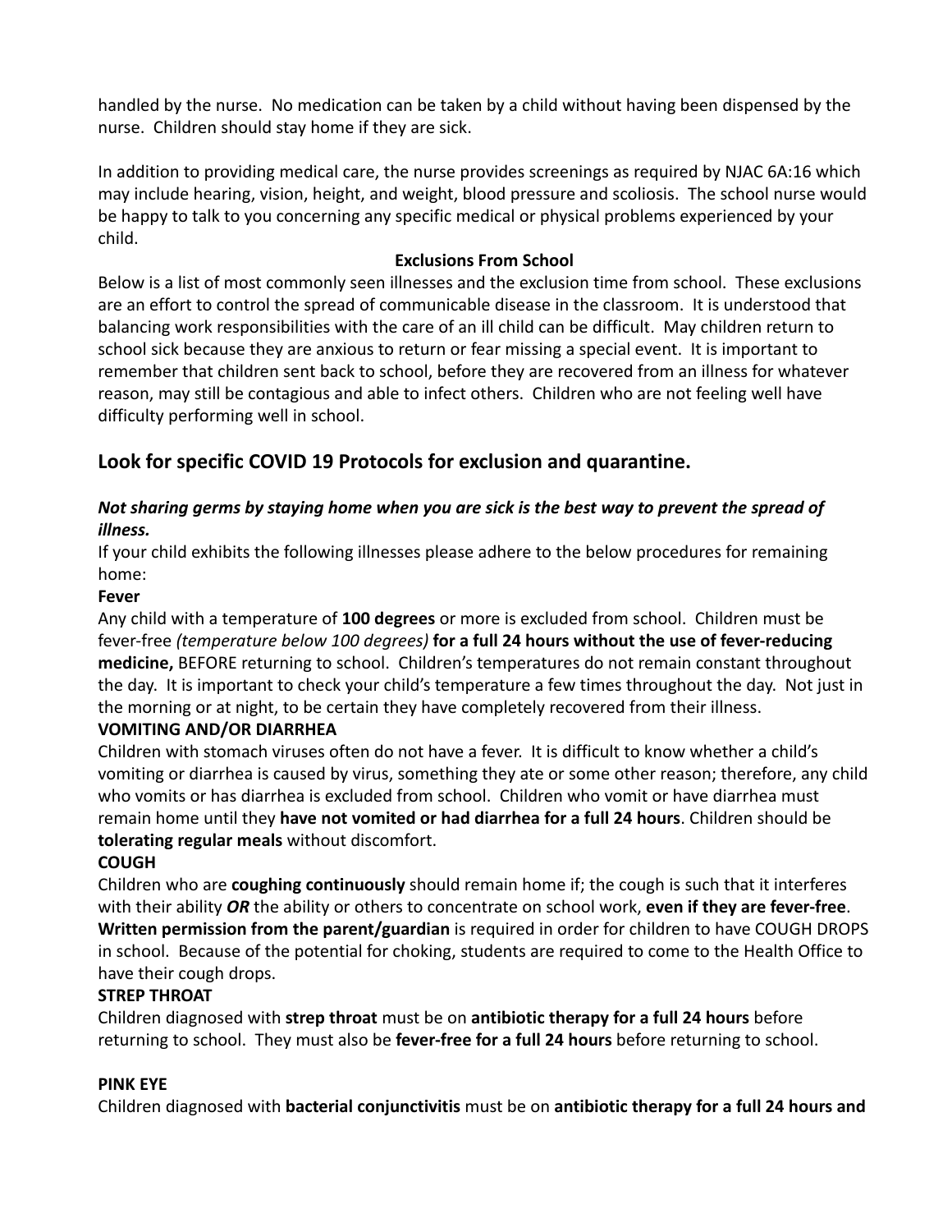handled by the nurse. No medication can be taken by a child without having been dispensed by the nurse. Children should stay home if they are sick.

In addition to providing medical care, the nurse provides screenings as required by NJAC 6A:16 which may include hearing, vision, height, and weight, blood pressure and scoliosis. The school nurse would be happy to talk to you concerning any specific medical or physical problems experienced by your child.

**Exclusions From School**

Below is a list of most commonly seen illnesses and the exclusion time from school. These exclusions are an effort to control the spread of communicable disease in the classroom. It is understood that balancing work responsibilities with the care of an ill child can be difficult. May children return to school sick because they are anxious to return or fear missing a special event. It is important to remember that children sent back to school, before they are recovered from an illness for whatever reason, may still be contagious and able to infect others. Children who are not feeling well have difficulty performing well in school.

## Look for specific COVID 19 Protocols for exclusion and quarantine.

***Not sharing germs by staying home when you are sick is the best way to prevent the spread of illness.***

If your child exhibits the following illnesses please adhere to the below procedures for remaining home:

**Fever**

Any child with a temperature of **100 degrees** or more is excluded from school. Children must be fever-free *(temperature below 100 degrees)* **for a full 24 hours without the use of fever-reducing medicine,** BEFORE returning to school. Children's temperatures do not remain constant throughout the day. It is important to check your child's temperature a few times throughout the day. Not just in the morning or at night, to be certain they have completely recovered from their illness.

**VOMITING AND/OR DIARRHEA**

Children with stomach viruses often do not have a fever. It is difficult to know whether a child's vomiting or diarrhea is caused by virus, something they ate or some other reason; therefore, any child who vomits or has diarrhea is excluded from school. Children who vomit or have diarrhea must remain home until they **have not vomited or had diarrhea for a full 24 hours**. Children should be **tolerating regular meals** without discomfort.

**COUGH**

Children who are **coughing continuously** should remain home if; the cough is such that it interferes with their ability ***OR*** the ability or others to concentrate on school work, **even if they are fever-free**. **Written permission from the parent/guardian** is required in order for children to have COUGH DROPS in school. Because of the potential for choking, students are required to come to the Health Office to have their cough drops.

**STREP THROAT**

Children diagnosed with **strep throat** must be on **antibiotic therapy for a full 24 hours** before returning to school. They must also be **fever-free for a full 24 hours** before returning to school.

**PINK EYE**

Children diagnosed with **bacterial conjunctivitis** must be on **antibiotic therapy for a full 24 hours and**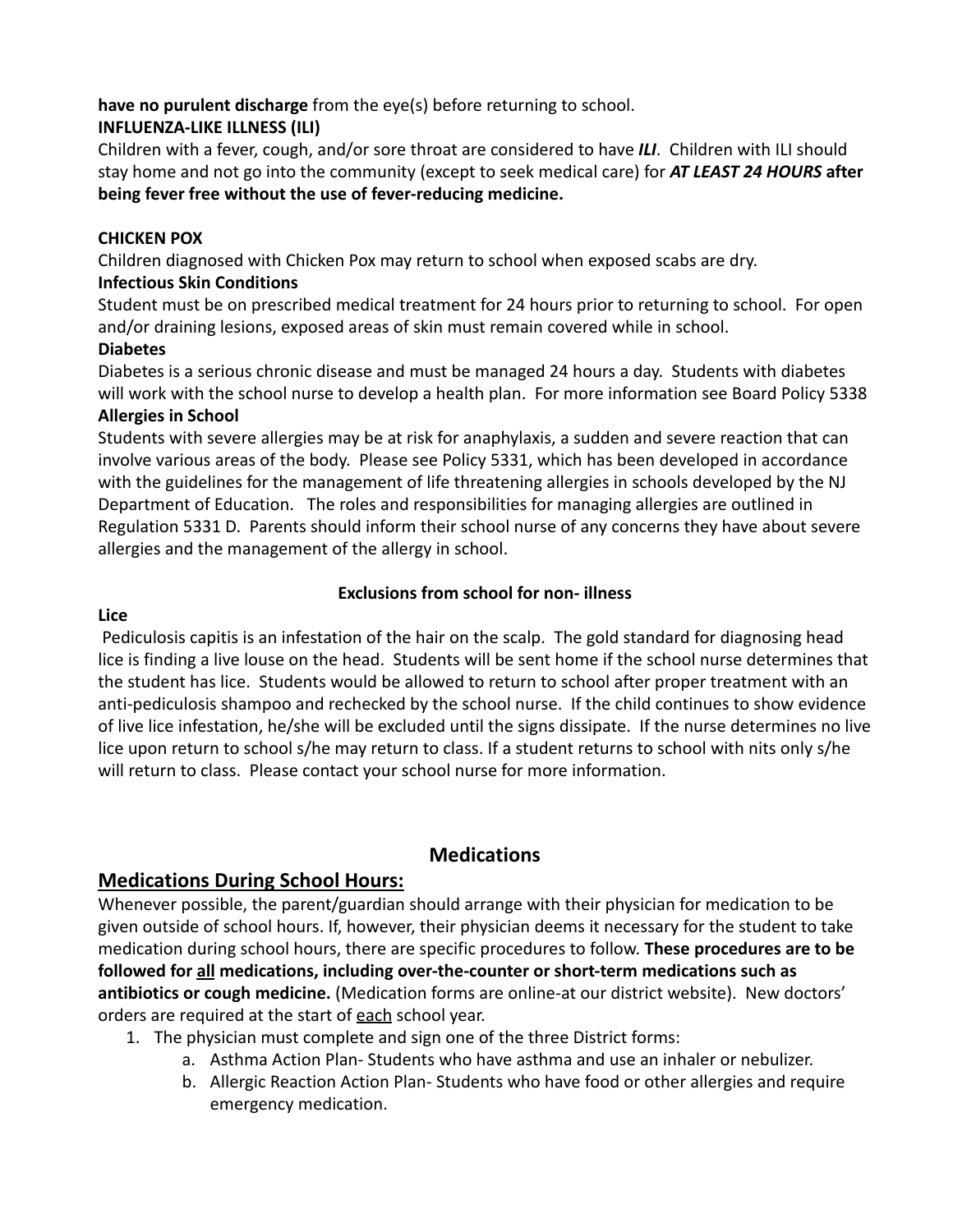**have no purulent discharge** from the eye(s) before returning to school.

**INFLUENZA-LIKE ILLNESS (ILI)**

Children with a fever, cough, and/or sore throat are considered to have ***ILI***. Children with ILI should stay home and not go into the community (except to seek medical care) for ***AT LEAST 24 HOURS*** **after being fever free without the use of fever-reducing medicine.**

**CHICKEN POX**

Children diagnosed with Chicken Pox may return to school when exposed scabs are dry.

**Infectious Skin Conditions**

Student must be on prescribed medical treatment for 24 hours prior to returning to school. For open and/or draining lesions, exposed areas of skin must remain covered while in school.

**Diabetes**

Diabetes is a serious chronic disease and must be managed 24 hours a day. Students with diabetes will work with the school nurse to develop a health plan. For more information see Board Policy 5338

**Allergies in School**

Students with severe allergies may be at risk for anaphylaxis, a sudden and severe reaction that can involve various areas of the body. Please see Policy 5331, which has been developed in accordance with the guidelines for the management of life threatening allergies in schools developed by the NJ Department of Education. The roles and responsibilities for managing allergies are outlined in Regulation 5331 D. Parents should inform their school nurse of any concerns they have about severe allergies and the management of the allergy in school.

**Exclusions from school for non- illness**

**Lice**

Pediculosis capitis is an infestation of the hair on the scalp. The gold standard for diagnosing head lice is finding a live louse on the head. Students will be sent home if the school nurse determines that the student has lice. Students would be allowed to return to school after proper treatment with an anti-pediculosis shampoo and rechecked by the school nurse. If the child continues to show evidence of live lice infestation, he/she will be excluded until the signs dissipate. If the nurse determines no live lice upon return to school s/he may return to class. If a student returns to school with nits only s/he will return to class. Please contact your school nurse for more information.

## Medications

## Medications During School Hours:

Whenever possible, the parent/guardian should arrange with their physician for medication to be given outside of school hours. If, however, their physician deems it necessary for the student to take medication during school hours, there are specific procedures to follow. **These procedures are to be followed for all medications, including over-the-counter or short-term medications such as antibiotics or cough medicine.** (Medication forms are online-at our district website). New doctors' orders are required at the start of each school year.

1. The physician must complete and sign one of the three District forms:
    a. Asthma Action Plan- Students who have asthma and use an inhaler or nebulizer.
    b. Allergic Reaction Action Plan- Students who have food or other allergies and require emergency medication.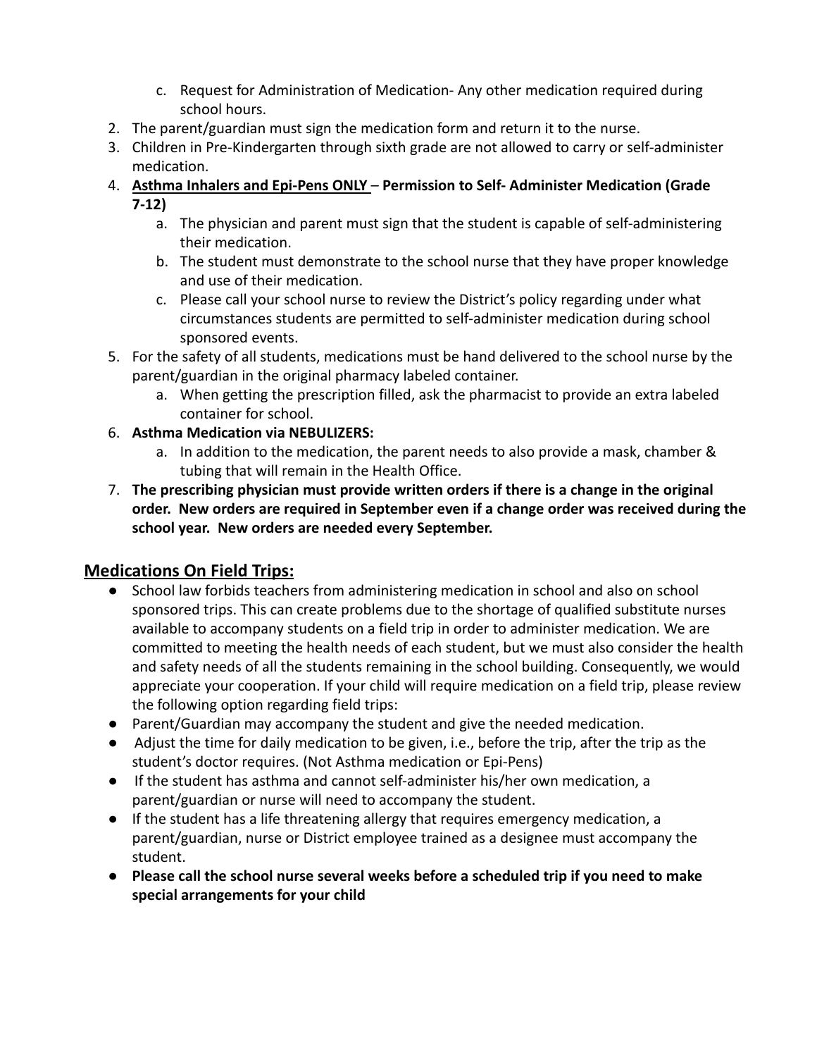c. Request for Administration of Medication- Any other medication required during school hours.
2. The parent/guardian must sign the medication form and return it to the nurse.
3. Children in Pre-Kindergarten through sixth grade are not allowed to carry or self-administer medication.
4. **<u>Asthma Inhalers and Epi-Pens ONLY</u> – Permission to Self- Administer Medication (Grade 7-12)**
   a. The physician and parent must sign that the student is capable of self-administering their medication.
   b. The student must demonstrate to the school nurse that they have proper knowledge and use of their medication.
   c. Please call your school nurse to review the District's policy regarding under what circumstances students are permitted to self-administer medication during school sponsored events.
5. For the safety of all students, medications must be hand delivered to the school nurse by the parent/guardian in the original pharmacy labeled container.
   a. When getting the prescription filled, ask the pharmacist to provide an extra labeled container for school.
6. **Asthma Medication via NEBULIZERS:**
   a. In addition to the medication, the parent needs to also provide a mask, chamber & tubing that will remain in the Health Office.
7. **The prescribing physician must provide written orders if there is a change in the original order. New orders are required in September even if a change order was received during the school year. New orders are needed every September.**

## <u>Medications On Field Trips:</u>

- School law forbids teachers from administering medication in school and also on school sponsored trips. This can create problems due to the shortage of qualified substitute nurses available to accompany students on a field trip in order to administer medication. We are committed to meeting the health needs of each student, but we must also consider the health and safety needs of all the students remaining in the school building. Consequently, we would appreciate your cooperation. If your child will require medication on a field trip, please review the following option regarding field trips:
- Parent/Guardian may accompany the student and give the needed medication.
- Adjust the time for daily medication to be given, i.e., before the trip, after the trip as the student's doctor requires. (Not Asthma medication or Epi-Pens)
- If the student has asthma and cannot self-administer his/her own medication, a parent/guardian or nurse will need to accompany the student.
- If the student has a life threatening allergy that requires emergency medication, a parent/guardian, nurse or District employee trained as a designee must accompany the student.
- **Please call the school nurse several weeks before a scheduled trip if you need to make special arrangements for your child**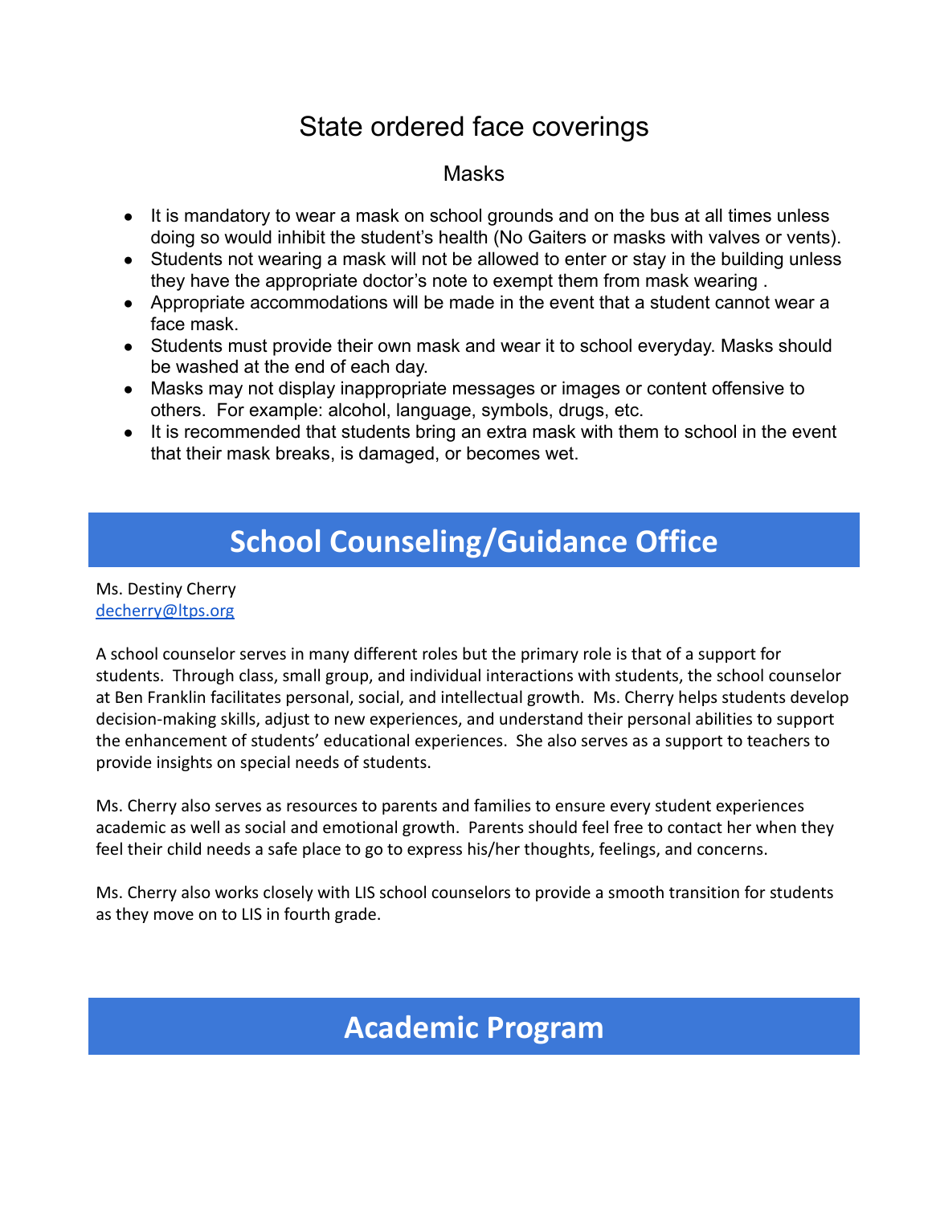## State ordered face coverings

### Masks

- It is mandatory to wear a mask on school grounds and on the bus at all times unless doing so would inhibit the student's health (No Gaiters or masks with valves or vents).
- Students not wearing a mask will not be allowed to enter or stay in the building unless they have the appropriate doctor's note to exempt them from mask wearing .
- Appropriate accommodations will be made in the event that a student cannot wear a face mask.
- Students must provide their own mask and wear it to school everyday. Masks should be washed at the end of each day.
- Masks may not display inappropriate messages or images or content offensive to others. For example: alcohol, language, symbols, drugs, etc.
- It is recommended that students bring an extra mask with them to school in the event that their mask breaks, is damaged, or becomes wet.

# School Counseling/Guidance Office

Ms. Destiny Cherry
decherry@ltps.org

A school counselor serves in many different roles but the primary role is that of a support for students. Through class, small group, and individual interactions with students, the school counselor at Ben Franklin facilitates personal, social, and intellectual growth. Ms. Cherry helps students develop decision-making skills, adjust to new experiences, and understand their personal abilities to support the enhancement of students' educational experiences. She also serves as a support to teachers to provide insights on special needs of students.

Ms. Cherry also serves as resources to parents and families to ensure every student experiences academic as well as social and emotional growth. Parents should feel free to contact her when they feel their child needs a safe place to go to express his/her thoughts, feelings, and concerns.

Ms. Cherry also works closely with LIS school counselors to provide a smooth transition for students as they move on to LIS in fourth grade.

# Academic Program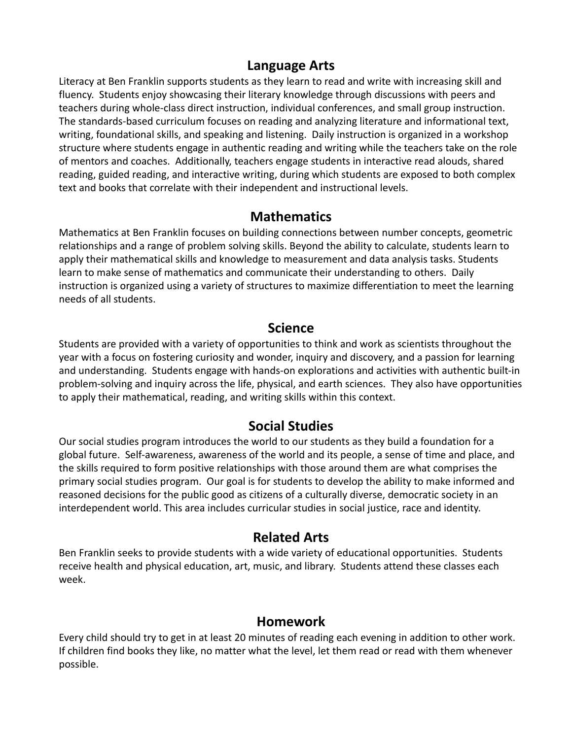## Language Arts

Literacy at Ben Franklin supports students as they learn to read and write with increasing skill and fluency. Students enjoy showcasing their literary knowledge through discussions with peers and teachers during whole-class direct instruction, individual conferences, and small group instruction. The standards-based curriculum focuses on reading and analyzing literature and informational text, writing, foundational skills, and speaking and listening. Daily instruction is organized in a workshop structure where students engage in authentic reading and writing while the teachers take on the role of mentors and coaches. Additionally, teachers engage students in interactive read alouds, shared reading, guided reading, and interactive writing, during which students are exposed to both complex text and books that correlate with their independent and instructional levels.

## Mathematics

Mathematics at Ben Franklin focuses on building connections between number concepts, geometric relationships and a range of problem solving skills. Beyond the ability to calculate, students learn to apply their mathematical skills and knowledge to measurement and data analysis tasks. Students learn to make sense of mathematics and communicate their understanding to others. Daily instruction is organized using a variety of structures to maximize differentiation to meet the learning needs of all students.

## Science

Students are provided with a variety of opportunities to think and work as scientists throughout the year with a focus on fostering curiosity and wonder, inquiry and discovery, and a passion for learning and understanding. Students engage with hands-on explorations and activities with authentic built-in problem-solving and inquiry across the life, physical, and earth sciences. They also have opportunities to apply their mathematical, reading, and writing skills within this context.

## Social Studies

Our social studies program introduces the world to our students as they build a foundation for a global future. Self-awareness, awareness of the world and its people, a sense of time and place, and the skills required to form positive relationships with those around them are what comprises the primary social studies program. Our goal is for students to develop the ability to make informed and reasoned decisions for the public good as citizens of a culturally diverse, democratic society in an interdependent world. This area includes curricular studies in social justice, race and identity.

## Related Arts

Ben Franklin seeks to provide students with a wide variety of educational opportunities. Students receive health and physical education, art, music, and library. Students attend these classes each week.

## Homework

Every child should try to get in at least 20 minutes of reading each evening in addition to other work. If children find books they like, no matter what the level, let them read or read with them whenever possible.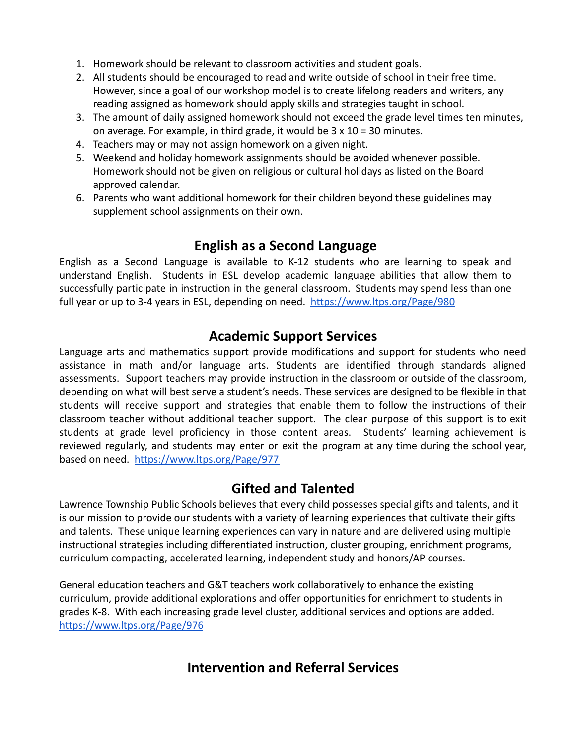1. Homework should be relevant to classroom activities and student goals.
2. All students should be encouraged to read and write outside of school in their free time. However, since a goal of our workshop model is to create lifelong readers and writers, any reading assigned as homework should apply skills and strategies taught in school.
3. The amount of daily assigned homework should not exceed the grade level times ten minutes, on average. For example, in third grade, it would be 3 x 10 = 30 minutes.
4. Teachers may or may not assign homework on a given night.
5. Weekend and holiday homework assignments should be avoided whenever possible. Homework should not be given on religious or cultural holidays as listed on the Board approved calendar.
6. Parents who want additional homework for their children beyond these guidelines may supplement school assignments on their own.

## English as a Second Language

English as a Second Language is available to K-12 students who are learning to speak and understand English. Students in ESL develop academic language abilities that allow them to successfully participate in instruction in the general classroom. Students may spend less than one full year or up to 3-4 years in ESL, depending on need. https://www.ltps.org/Page/980

## Academic Support Services

Language arts and mathematics support provide modifications and support for students who need assistance in math and/or language arts. Students are identified through standards aligned assessments. Support teachers may provide instruction in the classroom or outside of the classroom, depending on what will best serve a student's needs. These services are designed to be flexible in that students will receive support and strategies that enable them to follow the instructions of their classroom teacher without additional teacher support. The clear purpose of this support is to exit students at grade level proficiency in those content areas. Students' learning achievement is reviewed regularly, and students may enter or exit the program at any time during the school year, based on need. https://www.ltps.org/Page/977

## Gifted and Talented

Lawrence Township Public Schools believes that every child possesses special gifts and talents, and it is our mission to provide our students with a variety of learning experiences that cultivate their gifts and talents. These unique learning experiences can vary in nature and are delivered using multiple instructional strategies including differentiated instruction, cluster grouping, enrichment programs, curriculum compacting, accelerated learning, independent study and honors/AP courses.

General education teachers and G&T teachers work collaboratively to enhance the existing curriculum, provide additional explorations and offer opportunities for enrichment to students in grades K-8. With each increasing grade level cluster, additional services and options are added. https://www.ltps.org/Page/976

## Intervention and Referral Services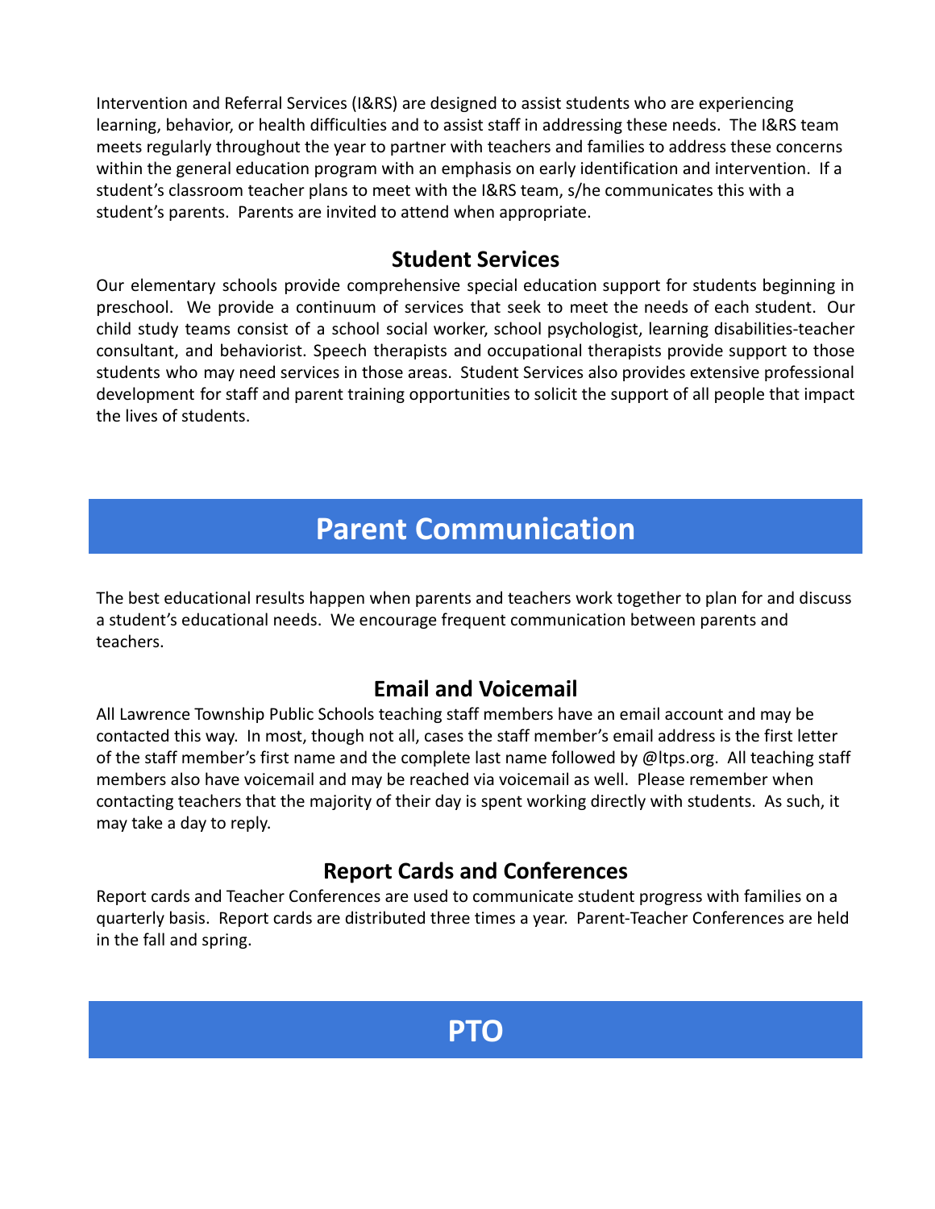Intervention and Referral Services (I&RS) are designed to assist students who are experiencing learning, behavior, or health difficulties and to assist staff in addressing these needs. The I&RS team meets regularly throughout the year to partner with teachers and families to address these concerns within the general education program with an emphasis on early identification and intervention. If a student's classroom teacher plans to meet with the I&RS team, s/he communicates this with a student's parents. Parents are invited to attend when appropriate.

### Student Services

Our elementary schools provide comprehensive special education support for students beginning in preschool. We provide a continuum of services that seek to meet the needs of each student. Our child study teams consist of a school social worker, school psychologist, learning disabilities-teacher consultant, and behaviorist. Speech therapists and occupational therapists provide support to those students who may need services in those areas. Student Services also provides extensive professional development for staff and parent training opportunities to solicit the support of all people that impact the lives of students.

## Parent Communication

The best educational results happen when parents and teachers work together to plan for and discuss a student's educational needs. We encourage frequent communication between parents and teachers.

### Email and Voicemail

All Lawrence Township Public Schools teaching staff members have an email account and may be contacted this way. In most, though not all, cases the staff member's email address is the first letter of the staff member's first name and the complete last name followed by @ltps.org. All teaching staff members also have voicemail and may be reached via voicemail as well. Please remember when contacting teachers that the majority of their day is spent working directly with students. As such, it may take a day to reply.

### Report Cards and Conferences

Report cards and Teacher Conferences are used to communicate student progress with families on a quarterly basis. Report cards are distributed three times a year. Parent-Teacher Conferences are held in the fall and spring.

## PTO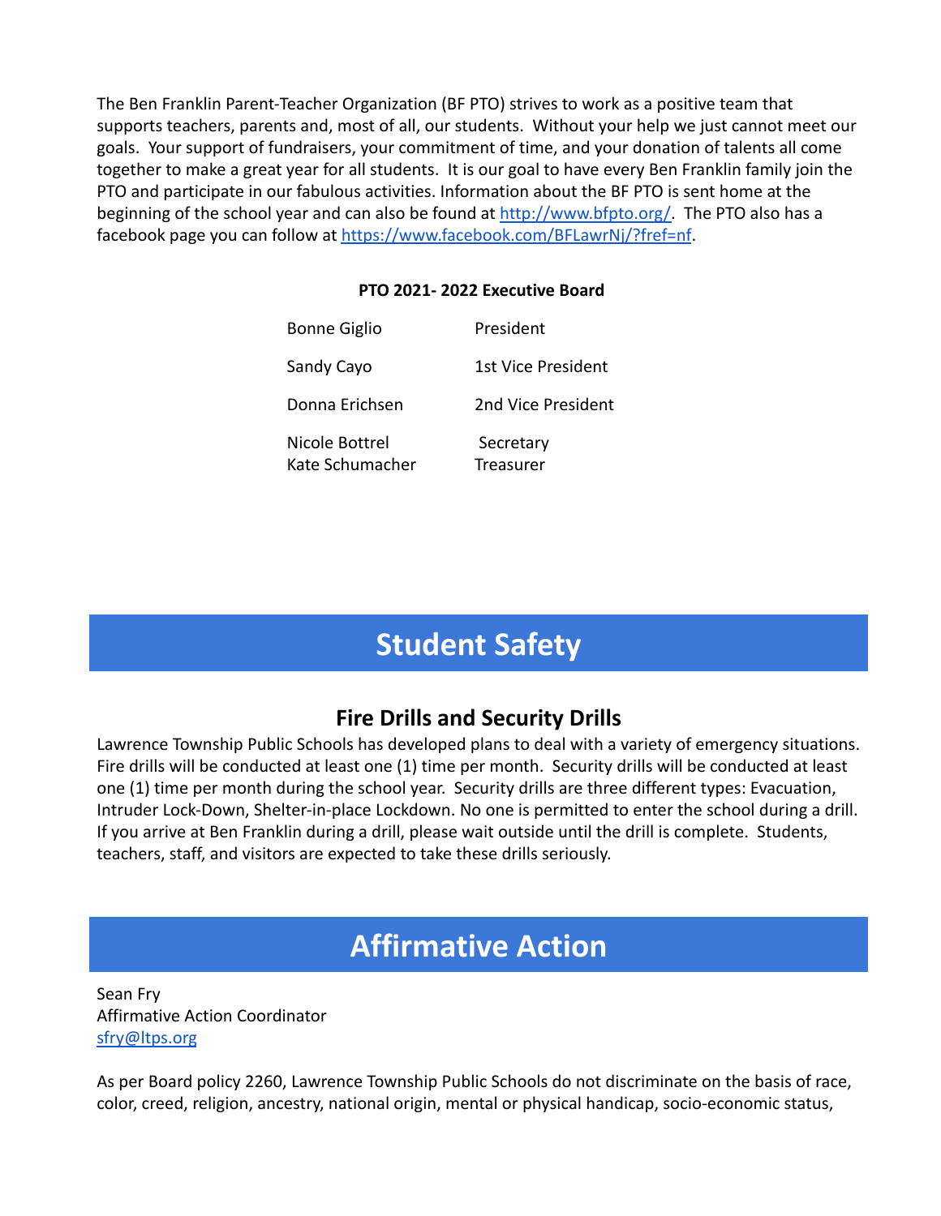The Ben Franklin Parent-Teacher Organization (BF PTO) strives to work as a positive team that supports teachers, parents and, most of all, our students. Without your help we just cannot meet our goals. Your support of fundraisers, your commitment of time, and your donation of talents all come together to make a great year for all students. It is our goal to have every Ben Franklin family join the PTO and participate in our fabulous activities. Information about the BF PTO is sent home at the beginning of the school year and can also be found at [http://www.bfpto.org/](http://www.bfpto.org/). The PTO also has a facebook page you can follow at [https://www.facebook.com/BFLawrNj/?fref=nf](https://www.facebook.com/BFLawrNj/?fref=nf).

**PTO 2021- 2022 Executive Board**

| Name | Position |
|---|---|
| Bonne Giglio | President |
| Sandy Cayo | 1st Vice President |
| Donna Erichsen | 2nd Vice President |
| Nicole Bottrel | Secretary |
| Kate Schumacher | Treasurer |

# Student Safety

## Fire Drills and Security Drills

Lawrence Township Public Schools has developed plans to deal with a variety of emergency situations. Fire drills will be conducted at least one (1) time per month. Security drills will be conducted at least one (1) time per month during the school year. Security drills are three different types: Evacuation, Intruder Lock-Down, Shelter-in-place Lockdown. No one is permitted to enter the school during a drill. If you arrive at Ben Franklin during a drill, please wait outside until the drill is complete. Students, teachers, staff, and visitors are expected to take these drills seriously.

# Affirmative Action

Sean Fry
Affirmative Action Coordinator
[sfry@ltps.org](mailto:sfry@ltps.org)

As per Board policy 2260, Lawrence Township Public Schools do not discriminate on the basis of race, color, creed, religion, ancestry, national origin, mental or physical handicap, socio-economic status,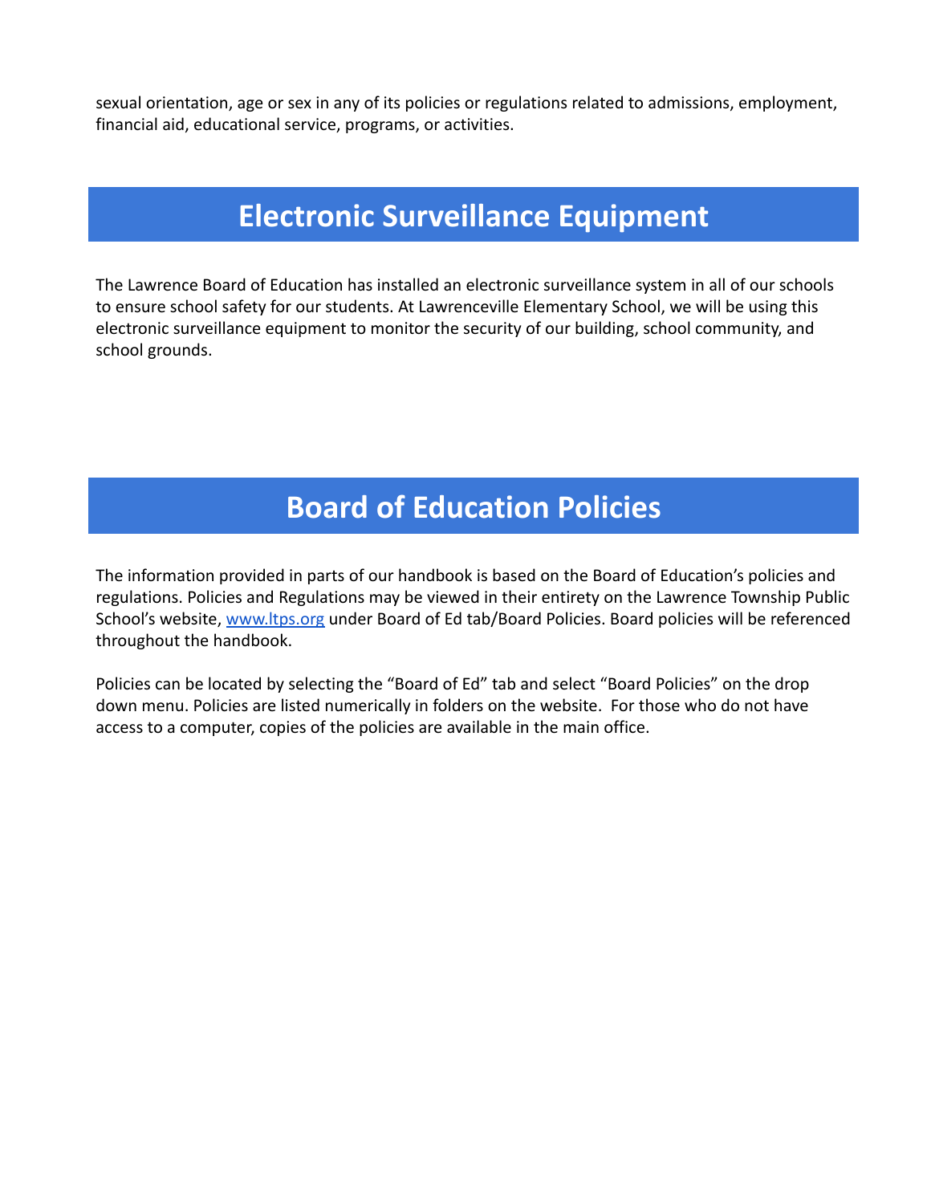sexual orientation, age or sex in any of its policies or regulations related to admissions, employment, financial aid, educational service, programs, or activities.

# Electronic Surveillance Equipment

The Lawrence Board of Education has installed an electronic surveillance system in all of our schools to ensure school safety for our students. At Lawrenceville Elementary School, we will be using this electronic surveillance equipment to monitor the security of our building, school community, and school grounds.

# Board of Education Policies

The information provided in parts of our handbook is based on the Board of Education's policies and regulations. Policies and Regulations may be viewed in their entirety on the Lawrence Township Public School's website, [www.ltps.org](http://www.ltps.org) under Board of Ed tab/Board Policies. Board policies will be referenced throughout the handbook.

Policies can be located by selecting the "Board of Ed" tab and select "Board Policies" on the drop down menu. Policies are listed numerically in folders on the website. For those who do not have access to a computer, copies of the policies are available in the main office.